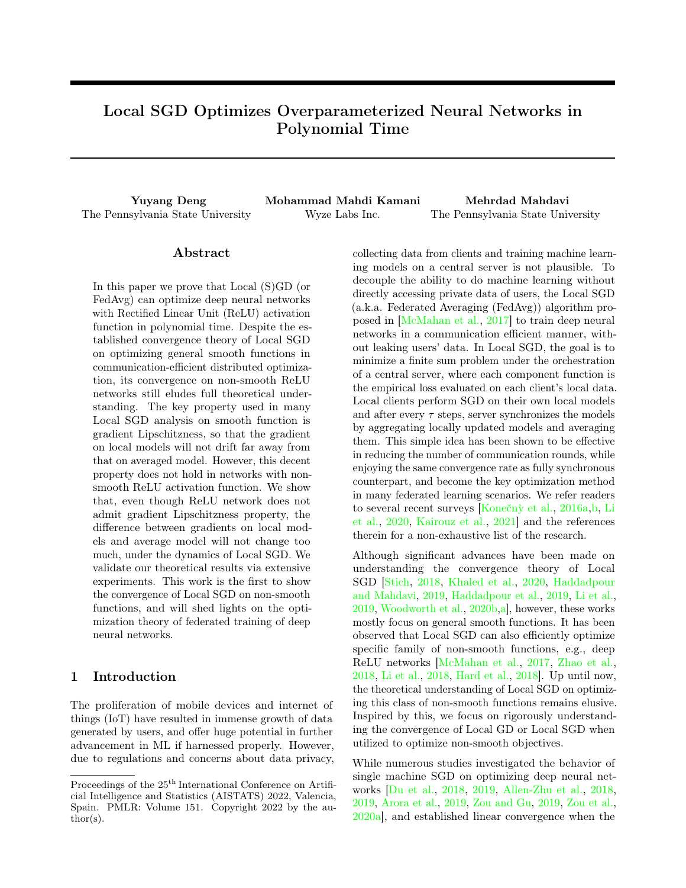# Local SGD Optimizes Overparameterized Neural Networks in Polynomial Time

**Yuyang Deng**
The Pennsylvania State University

**Mohammad Mahdi Kamani**
Wyze Labs Inc.

**Mehrdad Mahdavi**
The Pennsylvania State University

## Abstract

In this paper we prove that Local (S)GD (or FedAvg) can optimize deep neural networks with Rectified Linear Unit (ReLU) activation function in polynomial time. Despite the established convergence theory of Local SGD on optimizing general smooth functions in communication-efficient distributed optimization, its convergence on non-smooth ReLU networks still eludes full theoretical understanding. The key property used in many Local SGD analysis on smooth function is gradient Lipschitzness, so that the gradient on local models will not drift far away from that on averaged model. However, this decent property does not hold in networks with non-smooth ReLU activation function. We show that, even though ReLU network does not admit gradient Lipschitzness property, the difference between gradients on local models and average model will not change too much, under the dynamics of Local SGD. We validate our theoretical results via extensive experiments. This work is the first to show the convergence of Local SGD on non-smooth functions, and will shed lights on the optimization theory of federated training of deep neural networks.

## 1 Introduction

The proliferation of mobile devices and internet of things (IoT) have resulted in immense growth of data generated by users, and offer huge potential in further advancement in ML if harnessed properly. However, due to regulations and concerns about data privacy, collecting data from clients and training machine learning models on a central server is not plausible. To decouple the ability to do machine learning without directly accessing private data of users, the Local SGD (a.k.a. Federated Averaging (FedAvg)) algorithm proposed in [McMahan et al., 2017] to train deep neural networks in a communication efficient manner, without leaking users' data. In Local SGD, the goal is to minimize a finite sum problem under the orchestration of a central server, where each component function is the empirical loss evaluated on each client's local data. Local clients perform SGD on their own local models and after every $\tau$ steps, server synchronizes the models by aggregating locally updated models and averaging them. This simple idea has been shown to be effective in reducing the number of communication rounds, while enjoying the same convergence rate as fully synchronous counterpart, and become the key optimization method in many federated learning scenarios. We refer readers to several recent surveys [Konečný et al., 2016a,b, Li et al., 2020, Kairouz et al., 2021] and the references therein for a non-exhaustive list of the research.

Although significant advances have been made on understanding the convergence theory of Local SGD [Stich, 2018, Khaled et al., 2020, Haddadpour and Mahdavi, 2019, Haddadpour et al., 2019, Li et al., 2019, Woodworth et al., 2020b,a], however, these works mostly focus on general smooth functions. It has been observed that Local SGD can also efficiently optimize specific family of non-smooth functions, e.g., deep ReLU networks [McMahan et al., 2017, Zhao et al., 2018, Li et al., 2018, Hard et al., 2018]. Up until now, the theoretical understanding of Local SGD on optimizing this class of non-smooth functions remains elusive. Inspired by this, we focus on rigorously understanding the convergence of Local GD or Local SGD when utilized to optimize non-smooth objectives.

While numerous studies investigated the behavior of single machine SGD on optimizing deep neural networks [Du et al., 2018, 2019, Allen-Zhu et al., 2018, 2019, Arora et al., 2019, Zou and Gu, 2019, Zou et al., 2020a], and established linear convergence when the

Proceedings of the 25[th] International Conference on Artificial Intelligence and Statistics (AISTATS) 2022, Valencia, Spain. PMLR: Volume 151. Copyright 2022 by the author(s).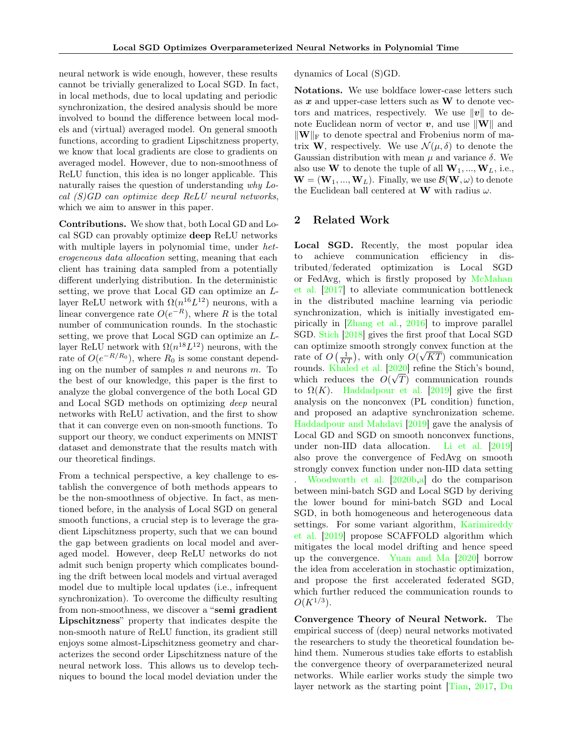neural network is wide enough, however, these results cannot be trivially generalized to Local SGD. In fact, in local methods, due to local updating and periodic synchronization, the desired analysis should be more involved to bound the difference between local models and (virtual) averaged model. On general smooth functions, according to gradient Lipschitzness property, we know that local gradients are close to gradients on averaged model. However, due to non-smoothness of ReLU function, this idea is no longer applicable. This naturally raises the question of understanding *why Local (S)GD can optimize deep ReLU neural networks*, which we aim to answer in this paper.

**Contributions.** We show that, both Local GD and Local SGD can provably optimize **deep** ReLU networks with multiple layers in polynomial time, under *heterogeneous data allocation* setting, meaning that each client has training data sampled from a potentially different underlying distribution. In the deterministic setting, we prove that Local GD can optimize an $L$-layer ReLU network with $\Omega(n^{16}L^{12})$ neurons, with a linear convergence rate $O(e^{-R})$, where $R$ is the total number of communication rounds. In the stochastic setting, we prove that Local SGD can optimize an $L$-layer ReLU network with $\Omega(n^{18}L^{12})$ neurons, with the rate of $O(e^{-R/R_0})$, where $R_0$ is some constant depending on the number of samples $n$ and neurons $m$. To the best of our knowledge, this paper is the first to analyze the global convergence of the both Local GD and Local SGD methods on optimizing *deep* neural networks with ReLU activation, and the first to show that it can converge even on non-smooth functions. To support our theory, we conduct experiments on MNIST dataset and demonstrate that the results match with our theoretical findings.

From a technical perspective, a key challenge to establish the convergence of both methods appears to be the non-smoothness of objective. In fact, as mentioned before, in the analysis of Local SGD on general smooth functions, a crucial step is to leverage the gradient Lipschitzness property, such that we can bound the gap between gradients on local model and averaged model. However, deep ReLU networks do not admit such benign property which complicates bounding the drift between local models and virtual averaged model due to multiple local updates (i.e., infrequent synchronization). To overcome the difficulty resulting from non-smoothness, we discover a "**semi gradient Lipschitzness**" property that indicates despite the non-smooth nature of ReLU function, its gradient still enjoys some almost-Lipschitzness geometry and characterizes the second order Lipschitzness nature of the neural network loss. This allows us to develop techniques to bound the local model deviation under the dynamics of Local (S)GD.

**Notations.** We use boldface lower-case letters such as $\boldsymbol{x}$ and upper-case letters such as $\mathbf{W}$ to denote vectors and matrices, respectively. We use $\|\boldsymbol{v}\|$ to denote Euclidean norm of vector $\boldsymbol{v}$, and use $\|\mathbf{W}\|$ and $\|\mathbf{W}\|_{\mathrm{F}}$ to denote spectral and Frobenius norm of matrix $\mathbf{W}$, respectively. We use $\mathcal{N}(\mu, \delta)$ to denote the Gaussian distribution with mean $\mu$ and variance $\delta$. We also use $\mathbf{W}$ to denote the tuple of all $\mathbf{W}_1, ..., \mathbf{W}_L$, i.e., $\mathbf{W} = (\mathbf{W}_1, ..., \mathbf{W}_L)$. Finally, we use $\mathcal{B}(\mathbf{W}, \omega)$ to denote the Euclidean ball centered at $\mathbf{W}$ with radius $\omega$.

## 2 Related Work

**Local SGD.** Recently, the most popular idea to achieve communication efficiency in distributed/federated optimization is Local SGD or FedAvg, which is firstly proposed by McMahan et al. [2017] to alleviate communication bottleneck in the distributed machine learning via periodic synchronization, which is initially investigated empirically in [Zhang et al., 2016] to improve parallel SGD. Stich [2018] gives the first proof that Local SGD can optimize smooth strongly convex function at the rate of $O\left(\frac{1}{KT}\right)$, with only $O(\sqrt{KT})$ communication rounds. Khaled et al. [2020] refine the Stich's bound, which reduces the $O(\sqrt{T})$ communication rounds to $\Omega(K)$. Haddadpour et al. [2019] give the first analysis on the nonconvex (PL condition) function, and proposed an adaptive synchronization scheme. Haddadpour and Mahdavi [2019] gave the analysis of Local GD and SGD on smooth nonconvex functions, under non-IID data allocation. Li et al. [2019] also prove the convergence of FedAvg on smooth strongly convex function under non-IID data setting. Woodworth et al. [2020b,a] do the comparison between mini-batch SGD and Local SGD by deriving the lower bound for mini-batch SGD and Local SGD, in both homogeneous and heterogeneous data settings. For some variant algorithm, Karimireddy et al. [2019] propose SCAFFOLD algorithm which mitigates the local model drifting and hence speed up the convergence. Yuan and Ma [2020] borrow the idea from acceleration in stochastic optimization, and propose the first accelerated federated SGD, which further reduced the communication rounds to $O(K^{1/3})$.

**Convergence Theory of Neural Network.** The empirical success of (deep) neural networks motivated the researchers to study the theoretical foundation behind them. Numerous studies take efforts to establish the convergence theory of overparameterized neural networks. While earlier works study the simple two layer network as the starting point [Tian, 2017, Du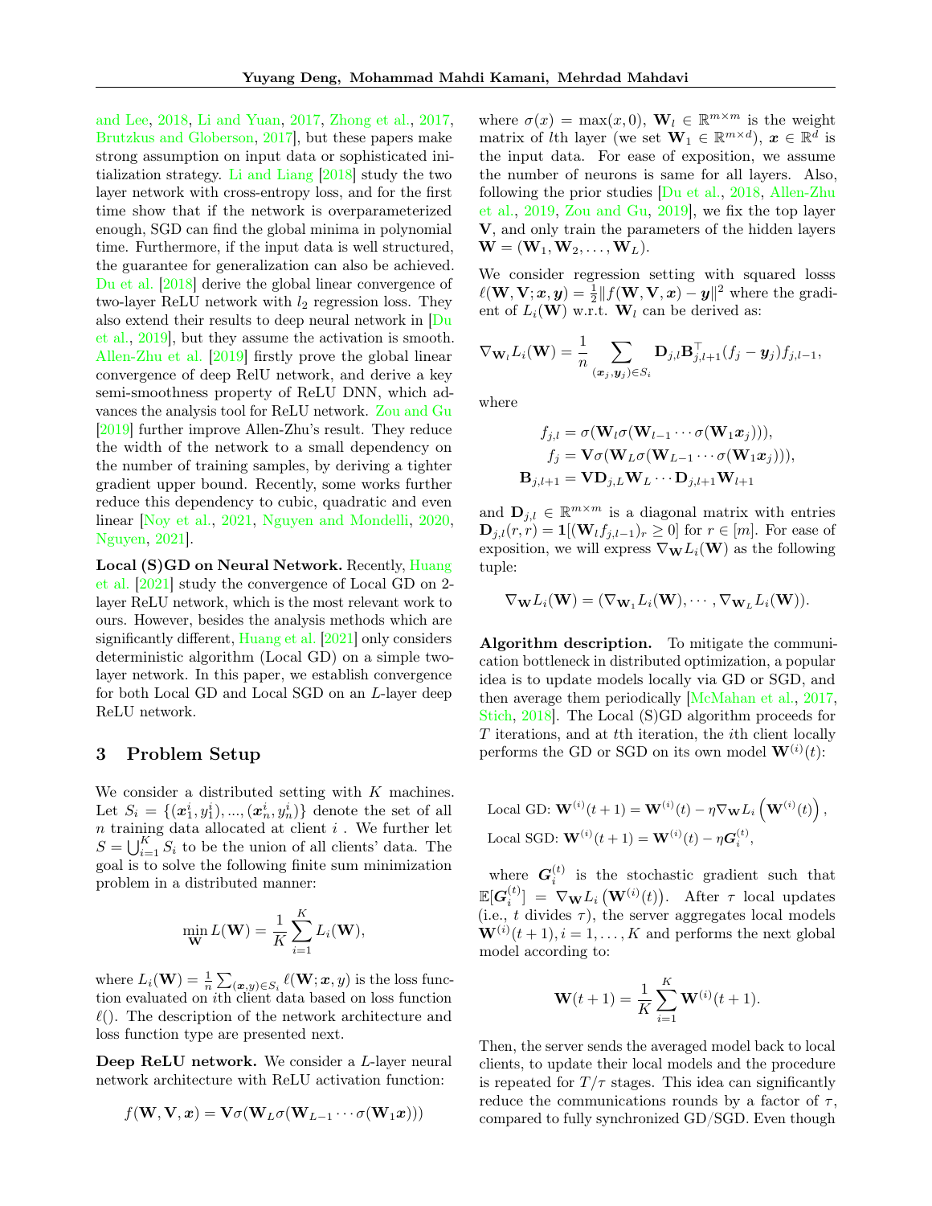and Lee, 2018, Li and Yuan, 2017, Zhong et al., 2017, Brutzkus and Globerson, 2017], but these papers make strong assumption on input data or sophisticated initialization strategy. Li and Liang [2018] study the two layer network with cross-entropy loss, and for the first time show that if the network is overparameterized enough, SGD can find the global minima in polynomial time. Furthermore, if the input data is well structured, the guarantee for generalization can also be achieved. Du et al. [2018] derive the global linear convergence of two-layer ReLU network with $l_2$ regression loss. They also extend their results to deep neural network in [Du et al., 2019], but they assume the activation is smooth. Allen-Zhu et al. [2019] firstly prove the global linear convergence of deep RelU network, and derive a key semi-smoothness property of ReLU DNN, which advances the analysis tool for ReLU network. Zou and Gu [2019] further improve Allen-Zhu's result. They reduce the width of the network to a small dependency on the number of training samples, by deriving a tighter gradient upper bound. Recently, some works further reduce this dependency to cubic, quadratic and even linear [Noy et al., 2021, Nguyen and Mondelli, 2020, Nguyen, 2021].

**Local (S)GD on Neural Network.** Recently, Huang et al. [2021] study the convergence of Local GD on 2-layer ReLU network, which is the most relevant work to ours. However, besides the analysis methods which are significantly different, Huang et al. [2021] only considers deterministic algorithm (Local GD) on a simple two-layer network. In this paper, we establish convergence for both Local GD and Local SGD on an $L$-layer deep ReLU network.

## 3 Problem Setup

We consider a distributed setting with $K$ machines. Let $S_i = \{(\boldsymbol{x}_1^i, y_1^i), ..., (\boldsymbol{x}_n^i, y_n^i)\}$ denote the set of all $n$ training data allocated at client $i$ . We further let $S = \bigcup_{i=1}^K S_i$ to be the union of all clients' data. The goal is to solve the following finite sum minimization problem in a distributed manner:

$$\min_{\mathbf{W}} L(\mathbf{W}) = \frac{1}{K}\sum_{i=1}^{K} L_i(\mathbf{W}),$$

where $L_i(\mathbf{W}) = \frac{1}{n}\sum_{(\boldsymbol{x},y)\in S_i} \ell(\mathbf{W}; \boldsymbol{x}, y)$ is the loss function evaluated on $i$th client data based on loss function $\ell()$. The description of the network architecture and loss function type are presented next.

**Deep ReLU network.** We consider a $L$-layer neural network architecture with ReLU activation function:

$$f(\mathbf{W}, \mathbf{V}, \boldsymbol{x}) = \mathbf{V}\sigma(\mathbf{W}_L\sigma(\mathbf{W}_{L-1}\cdots\sigma(\mathbf{W}_1\boldsymbol{x})))$$

where $\sigma(x) = \max(x, 0)$, $\mathbf{W}_l \in \mathbb{R}^{m\times m}$ is the weight matrix of $l$th layer (we set $\mathbf{W}_1 \in \mathbb{R}^{m\times d}$), $\boldsymbol{x} \in \mathbb{R}^d$ is the input data. For ease of exposition, we assume the number of neurons is same for all layers. Also, following the prior studies [Du et al., 2018, Allen-Zhu et al., 2019, Zou and Gu, 2019], we fix the top layer $\mathbf{V}$, and only train the parameters of the hidden layers $\mathbf{W} = (\mathbf{W}_1, \mathbf{W}_2, \ldots, \mathbf{W}_L)$.

We consider regression setting with squared losss $\ell(\mathbf{W}, \mathbf{V}; \boldsymbol{x}, \boldsymbol{y}) = \frac{1}{2}\|f(\mathbf{W}, \mathbf{V}, \boldsymbol{x}) - \boldsymbol{y}\|^2$ where the gradient of $L_i(\mathbf{W})$ w.r.t. $\mathbf{W}_l$ can be derived as:

$$\nabla_{\mathbf{W}_l} L_i(\mathbf{W}) = \frac{1}{n}\sum_{(\boldsymbol{x}_j, \boldsymbol{y}_j)\in S_i} \mathbf{D}_{j,l}\mathbf{B}_{j,l+1}^\top (f_j - \boldsymbol{y}_j) f_{j,l-1},$$

where

$$\begin{aligned}
f_{j,l} &= \sigma(\mathbf{W}_l\sigma(\mathbf{W}_{l-1}\cdots\sigma(\mathbf{W}_1\boldsymbol{x}_j))),\\
f_j &= \mathbf{V}\sigma(\mathbf{W}_L\sigma(\mathbf{W}_{L-1}\cdots\sigma(\mathbf{W}_1\boldsymbol{x}_j))),\\
\mathbf{B}_{j,l+1} &= \mathbf{V}\mathbf{D}_{j,L}\mathbf{W}_L\cdots\mathbf{D}_{j,l+1}\mathbf{W}_{l+1}
\end{aligned}$$

and $\mathbf{D}_{j,l} \in \mathbb{R}^{m\times m}$ is a diagonal matrix with entries $\mathbf{D}_{j,l}(r,r) = \mathbf{1}[(\mathbf{W}_l f_{j,l-1})_r \geq 0]$ for $r \in [m]$. For ease of exposition, we will express $\nabla_{\mathbf{W}} L_i(\mathbf{W})$ as the following tuple:

$$\nabla_{\mathbf{W}} L_i(\mathbf{W}) = (\nabla_{\mathbf{W}_1} L_i(\mathbf{W}), \cdots, \nabla_{\mathbf{W}_L} L_i(\mathbf{W})).$$

**Algorithm description.** To mitigate the communication bottleneck in distributed optimization, a popular idea is to update models locally via GD or SGD, and then average them periodically [McMahan et al., 2017, Stich, 2018]. The Local (S)GD algorithm proceeds for $T$ iterations, and at $t$th iteration, the $i$th client locally performs the GD or SGD on its own model $\mathbf{W}^{(i)}(t)$:

$$\begin{aligned}
&\text{Local GD: } \mathbf{W}^{(i)}(t+1) = \mathbf{W}^{(i)}(t) - \eta\nabla_{\mathbf{W}} L_i\left(\mathbf{W}^{(i)}(t)\right),\\
&\text{Local SGD: } \mathbf{W}^{(i)}(t+1) = \mathbf{W}^{(i)}(t) - \eta \boldsymbol{G}_i^{(t)},
\end{aligned}$$

where $\boldsymbol{G}_i^{(t)}$ is the stochastic gradient such that $\mathbb{E}[\boldsymbol{G}_i^{(t)}] = \nabla_{\mathbf{W}} L_i\left(\mathbf{W}^{(i)}(t)\right)$. After $\tau$ local updates (i.e., $t$ divides $\tau$), the server aggregates local models $\mathbf{W}^{(i)}(t+1), i = 1, \ldots, K$ and performs the next global model according to:

$$\mathbf{W}(t+1) = \frac{1}{K}\sum_{i=1}^{K} \mathbf{W}^{(i)}(t+1).$$

Then, the server sends the averaged model back to local clients, to update their local models and the procedure is repeated for $T/\tau$ stages. This idea can significantly reduce the communications rounds by a factor of $\tau$, compared to fully synchronized GD/SGD. Even though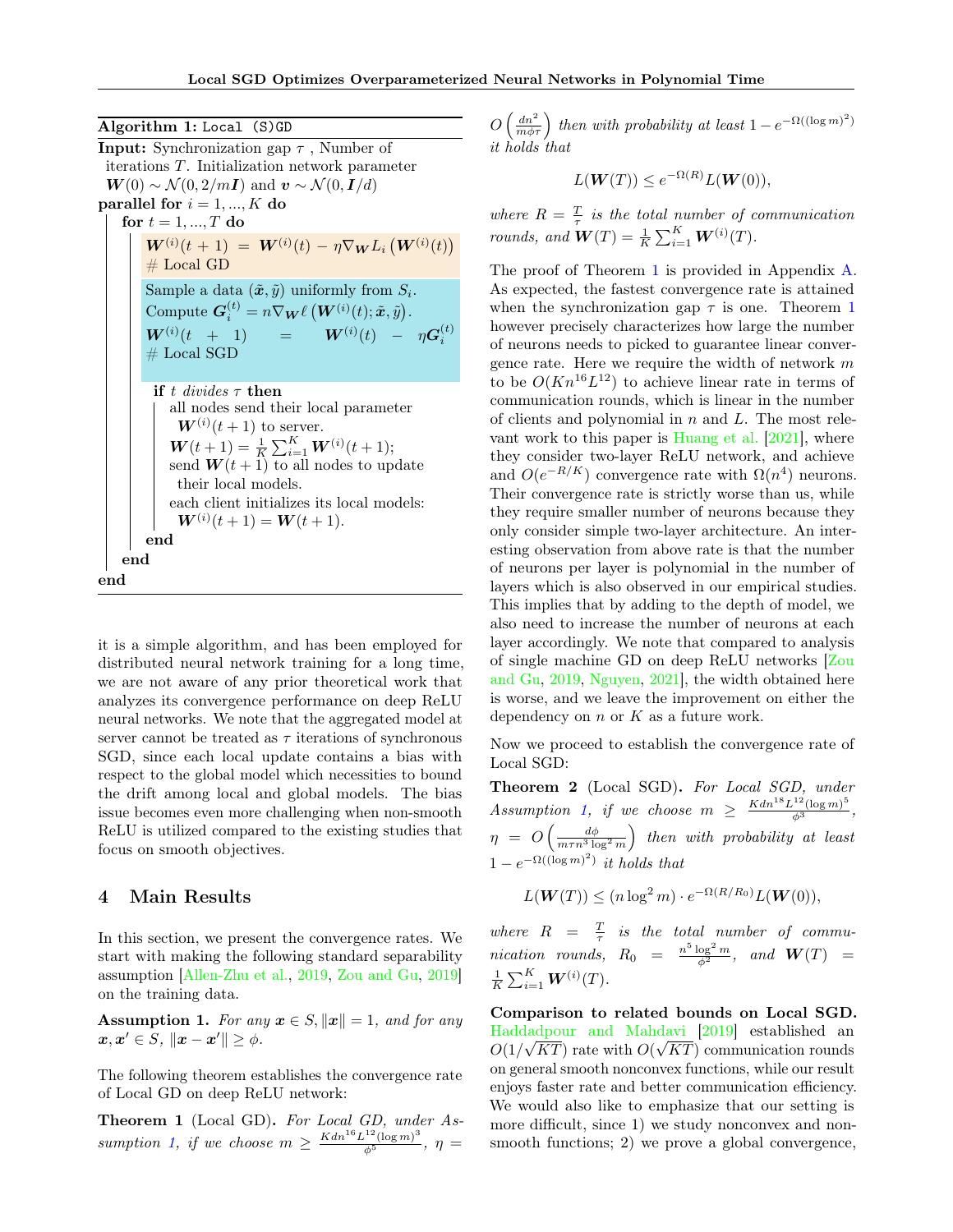**Algorithm 1:** Local (S)GD

**Input:** Synchronization gap $\tau$ , Number of iterations $T$. Initialization network parameter $\boldsymbol{W}(0) \sim \mathcal{N}(0, 2/m\boldsymbol{I})$ and $\boldsymbol{v} \sim \mathcal{N}(0, \boldsymbol{I}/d)$

**parallel for** $i = 1, ..., K$ **do**

  **for** $t = 1, ..., T$ **do**

    $\boldsymbol{W}^{(i)}(t+1) = \boldsymbol{W}^{(i)}(t) - \eta \nabla_{\boldsymbol{W}} L_i\left(\boldsymbol{W}^{(i)}(t)\right)$ # Local GD

    Sample a data $(\tilde{\boldsymbol{x}}, \tilde{y})$ uniformly from $S_i$.
    Compute $\boldsymbol{G}_i^{(t)} = n\nabla_{\boldsymbol{W}} \ell\left(\boldsymbol{W}^{(i)}(t); \tilde{\boldsymbol{x}}, \tilde{y}\right)$.
    $\boldsymbol{W}^{(i)}(t+1) = \boldsymbol{W}^{(i)}(t) - \eta \boldsymbol{G}_i^{(t)}$ # Local SGD

    **if** $t$ *divides* $\tau$ **then**

      all nodes send their local parameter $\boldsymbol{W}^{(i)}(t+1)$ to server.
      $\boldsymbol{W}(t+1) = \frac{1}{K}\sum_{i=1}^{K} \boldsymbol{W}^{(i)}(t+1)$;
      send $\boldsymbol{W}(t+1)$ to all nodes to update their local models.
      each client initializes its local models: $\boldsymbol{W}^{(i)}(t+1) = \boldsymbol{W}(t+1)$.

    **end**

  **end**

**end**

it is a simple algorithm, and has been employed for distributed neural network training for a long time, we are not aware of any prior theoretical work that analyzes its convergence performance on deep ReLU neural networks. We note that the aggregated model at server cannot be treated as $\tau$ iterations of synchronous SGD, since each local update contains a bias with respect to the global model which necessities to bound the drift among local and global models. The bias issue becomes even more challenging when non-smooth ReLU is utilized compared to the existing studies that focus on smooth objectives.

## 4 Main Results

In this section, we present the convergence rates. We start with making the following standard separability assumption [Allen-Zhu et al., 2019, Zou and Gu, 2019] on the training data.

**Assumption 1.** *For any $\boldsymbol{x} \in S, \|\boldsymbol{x}\| = 1$, and for any $\boldsymbol{x}, \boldsymbol{x}' \in S$, $\|\boldsymbol{x} - \boldsymbol{x}'\| \geq \phi$.*

The following theorem establishes the convergence rate of Local GD on deep ReLU network:

**Theorem 1** (Local GD)**.** *For Local GD, under Assumption 1, if we choose $m \geq \frac{Kdn^{16}L^{12}(\log m)^3}{\phi^5}$, $\eta = O\left(\frac{dn^2}{m\phi\tau}\right)$ then with probability at least $1 - e^{-\Omega((\log m)^2)}$ it holds that*

$$L(\boldsymbol{W}(T)) \leq e^{-\Omega(R)} L(\boldsymbol{W}(0)),$$

*where $R = \frac{T}{\tau}$ is the total number of communication rounds, and $\boldsymbol{W}(T) = \frac{1}{K}\sum_{i=1}^{K} \boldsymbol{W}^{(i)}(T)$.*

The proof of Theorem 1 is provided in Appendix A. As expected, the fastest convergence rate is attained when the synchronization gap $\tau$ is one. Theorem 1 however precisely characterizes how large the number of neurons needs to picked to guarantee linear convergence rate. Here we require the width of network $m$ to be $O(Kn^{16}L^{12})$ to achieve linear rate in terms of communication rounds, which is linear in the number of clients and polynomial in $n$ and $L$. The most relevant work to this paper is Huang et al. [2021], where they consider two-layer ReLU network, and achieve and $O(e^{-R/K})$ convergence rate with $\Omega(n^4)$ neurons. Their convergence rate is strictly worse than us, while they require smaller number of neurons because they only consider simple two-layer architecture. An interesting observation from above rate is that the number of neurons per layer is polynomial in the number of layers which is also observed in our empirical studies. This implies that by adding to the depth of model, we also need to increase the number of neurons at each layer accordingly. We note that compared to analysis of single machine GD on deep ReLU networks [Zou and Gu, 2019, Nguyen, 2021], the width obtained here is worse, and we leave the improvement on either the dependency on $n$ or $K$ as a future work.

Now we proceed to establish the convergence rate of Local SGD:

**Theorem 2** (Local SGD)**.** *For Local SGD, under Assumption 1, if we choose $m \geq \frac{Kdn^{18}L^{12}(\log m)^5}{\phi^3}$, $\eta = O\left(\frac{d\phi}{m\tau n^3 \log^2 m}\right)$ then with probability at least $1 - e^{-\Omega((\log m)^2)}$ it holds that*

$$L(\boldsymbol{W}(T)) \leq (n \log^2 m) \cdot e^{-\Omega(R/R_0)} L(\boldsymbol{W}(0)),$$

*where $R = \frac{T}{\tau}$ is the total number of communication rounds, $R_0 = \frac{n^5 \log^2 m}{\phi^2}$, and $\boldsymbol{W}(T) = \frac{1}{K}\sum_{i=1}^{K} \boldsymbol{W}^{(i)}(T)$.*

**Comparison to related bounds on Local SGD.** Haddadpour and Mahdavi [2019] established an $O(1/\sqrt{KT})$ rate with $O(\sqrt{KT})$ communication rounds on general smooth nonconvex functions, while our result enjoys faster rate and better communication efficiency. We would also like to emphasize that our setting is more difficult, since 1) we study nonconvex and nonsmooth functions; 2) we prove a global convergence,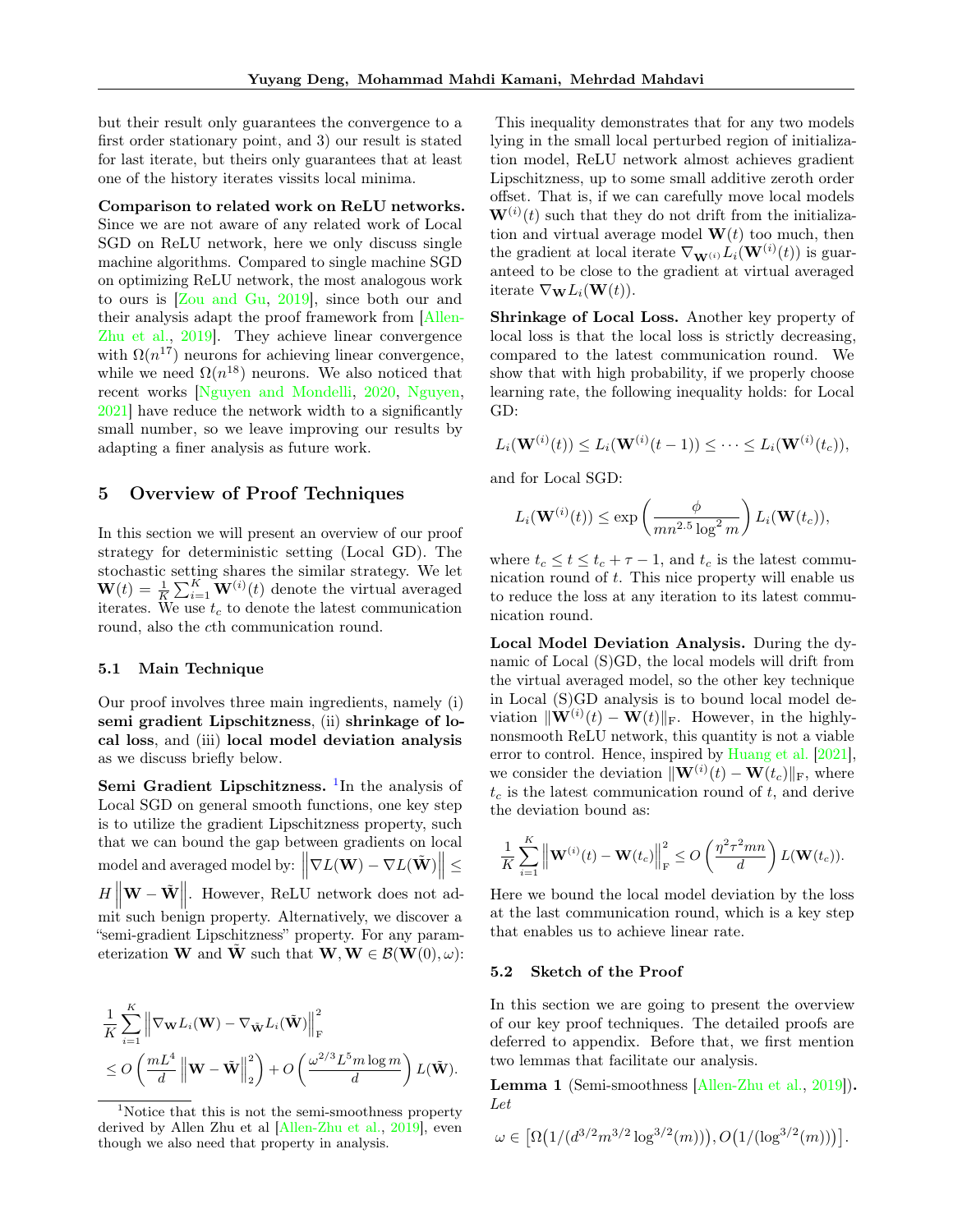but their result only guarantees the convergence to a first order stationary point, and 3) our result is stated for last iterate, but theirs only guarantees that at least one of the history iterates vissits local minima.

**Comparison to related work on ReLU networks.** Since we are not aware of any related work of Local SGD on ReLU network, here we only discuss single machine algorithms. Compared to single machine SGD on optimizing ReLU network, the most analogous work to ours is [Zou and Gu, 2019], since both our and their analysis adapt the proof framework from [Allen-Zhu et al., 2019]. They achieve linear convergence with $\Omega(n^{17})$ neurons for achieving linear convergence, while we need $\Omega(n^{18})$ neurons. We also noticed that recent works [Nguyen and Mondelli, 2020, Nguyen, 2021] have reduce the network width to a significantly small number, so we leave improving our results by adapting a finer analysis as future work.

## 5 Overview of Proof Techniques

In this section we will present an overview of our proof strategy for deterministic setting (Local GD). The stochastic setting shares the similar strategy. We let $\mathbf{W}(t) = \frac{1}{K}\sum_{i=1}^{K}\mathbf{W}^{(i)}(t)$ denote the virtual averaged iterates. We use $t_c$ to denote the latest communication round, also the $c$th communication round.

### 5.1 Main Technique

Our proof involves three main ingredients, namely (i) **semi gradient Lipschitzness**, (ii) **shrinkage of local loss**, and (iii) **local model deviation analysis** as we discuss briefly below.

**Semi Gradient Lipschitzness.** [1] In the analysis of Local SGD on general smooth functions, one key step is to utilize the gradient Lipschitzness property, such that we can bound the gap between gradients on local model and averaged model by: $\left\|\nabla L(\mathbf{W}) - \nabla L(\tilde{\mathbf{W}})\right\| \leq H\left\|\mathbf{W} - \tilde{\mathbf{W}}\right\|$. However, ReLU network does not admit such benign property. Alternatively, we discover a "semi-gradient Lipschitzness" property. For any parameterization $\mathbf{W}$ and $\tilde{\mathbf{W}}$ such that $\mathbf{W}, \mathbf{W} \in \mathcal{B}(\mathbf{W}(0), \omega)$:

$$\frac{1}{K}\sum_{i=1}^{K}\left\|\nabla_{\mathbf{W}} L_i(\mathbf{W}) - \nabla_{\tilde{\mathbf{W}}} L_i(\tilde{\mathbf{W}})\right\|_{\mathrm{F}}^2 \leq O\left(\frac{mL^4}{d}\left\|\mathbf{W} - \tilde{\mathbf{W}}\right\|_2^2\right) + O\left(\frac{\omega^{2/3}L^5 m\log m}{d}\right)L(\tilde{\mathbf{W}}).$$

This inequality demonstrates that for any two models lying in the small local perturbed region of initialization model, ReLU network almost achieves gradient Lipschitzness, up to some small additive zeroth order offset. That is, if we can carefully move local models $\mathbf{W}^{(i)}(t)$ such that they do not drift from the initialization and virtual average model $\mathbf{W}(t)$ too much, then the gradient at local iterate $\nabla_{\mathbf{W}^{(i)}} L_i(\mathbf{W}^{(i)}(t))$ is guaranteed to be close to the gradient at virtual averaged iterate $\nabla_{\mathbf{W}} L_i(\mathbf{W}(t))$.

**Shrinkage of Local Loss.** Another key property of local loss is that the local loss is strictly decreasing, compared to the latest communication round. We show that with high probability, if we properly choose learning rate, the following inequality holds: for Local GD:

$$L_i(\mathbf{W}^{(i)}(t)) \leq L_i(\mathbf{W}^{(i)}(t-1)) \leq \cdots \leq L_i(\mathbf{W}^{(i)}(t_c)),$$

and for Local SGD:

$$L_i(\mathbf{W}^{(i)}(t)) \leq \exp\left(\frac{\phi}{mn^{2.5}\log^2 m}\right)L_i(\mathbf{W}(t_c)),$$

where $t_c \leq t \leq t_c + \tau - 1$, and $t_c$ is the latest communication round of $t$. This nice property will enable us to reduce the loss at any iteration to its latest communication round.

**Local Model Deviation Analysis.** During the dynamic of Local (S)GD, the local models will drift from the virtual averaged model, so the other key technique in Local (S)GD analysis is to bound local model deviation $\|\mathbf{W}^{(i)}(t) - \mathbf{W}(t)\|_{\mathrm{F}}$. However, in the highly-nonsmooth ReLU network, this quantity is not a viable error to control. Hence, inspired by Huang et al. [2021], we consider the deviation $\|\mathbf{W}^{(i)}(t) - \mathbf{W}(t_c)\|_{\mathrm{F}}$, where $t_c$ is the latest communication round of $t$, and derive the deviation bound as:

$$\frac{1}{K}\sum_{i=1}^{K}\left\|\mathbf{W}^{(i)}(t) - \mathbf{W}(t_c)\right\|_{\mathrm{F}}^2 \leq O\left(\frac{\eta^2\tau^2 mn}{d}\right)L(\mathbf{W}(t_c)).$$

Here we bound the local model deviation by the loss at the last communication round, which is a key step that enables us to achieve linear rate.

### 5.2 Sketch of the Proof

In this section we are going to present the overview of our key proof techniques. The detailed proofs are deferred to appendix. Before that, we first mention two lemmas that facilitate our analysis.

**Lemma 1** (Semi-smoothness [Allen-Zhu et al., 2019]). *Let*

$$\omega \in \left[\Omega\big(1/(d^{3/2}m^{3/2}\log^{3/2}(m))\big), O\big(1/(\log^{3/2}(m))\big)\right].$$

[1] Notice that this is not the semi-smoothness property derived by Allen Zhu et al [Allen-Zhu et al., 2019], even though we also need that property in analysis.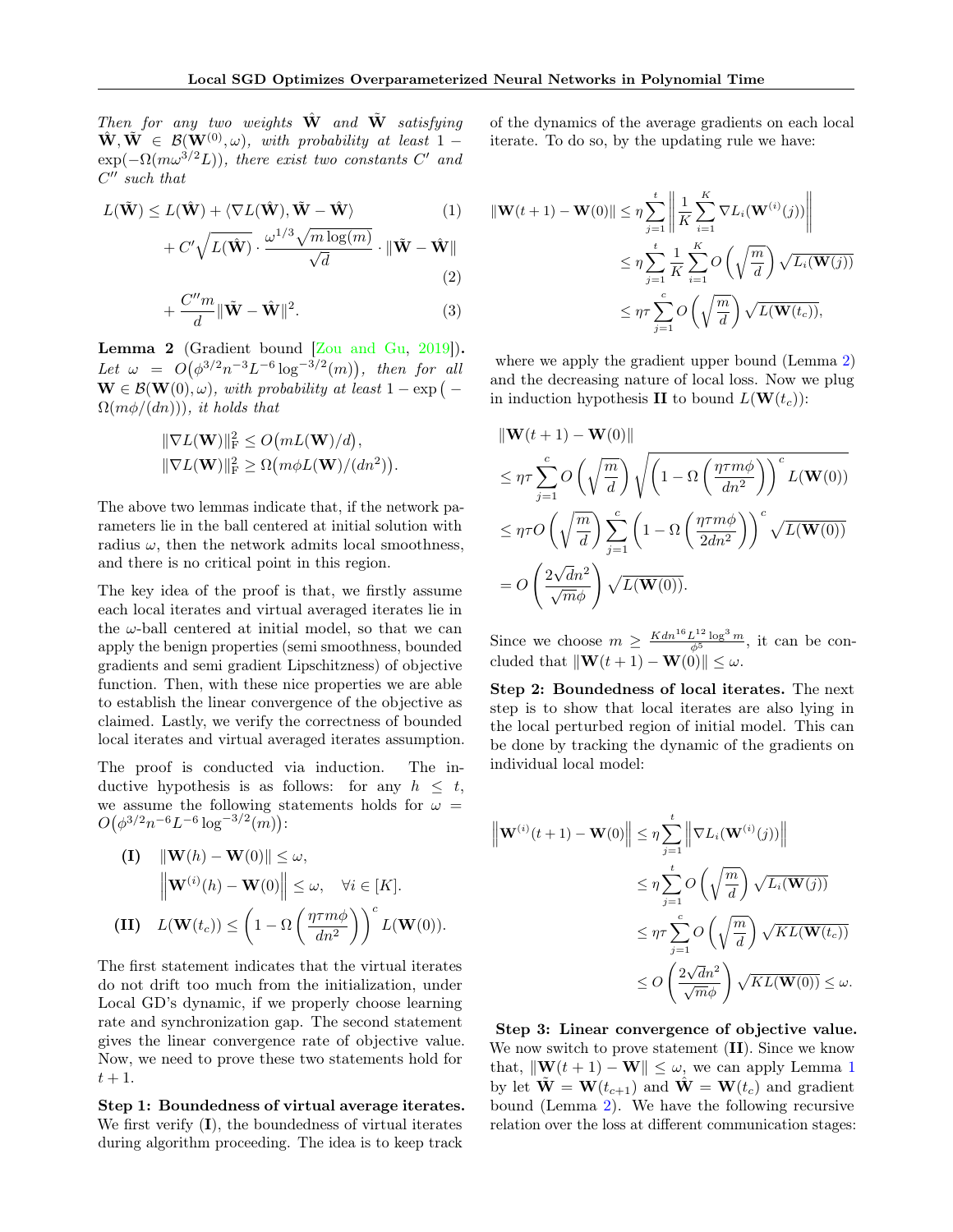*Then for any two weights $\hat{\mathbf{W}}$ and $\tilde{\mathbf{W}}$ satisfying $\hat{\mathbf{W}}, \tilde{\mathbf{W}} \in \mathcal{B}(\mathbf{W}^{(0)}, \omega)$, with probability at least $1 - \exp(-\Omega(m\omega^{3/2}L))$, there exist two constants $C'$ and $C''$ such that*

$$
\begin{aligned}
L(\tilde{\mathbf{W}}) &\leq L(\hat{\mathbf{W}}) + \langle \nabla L(\hat{\mathbf{W}}), \tilde{\mathbf{W}} - \hat{\mathbf{W}} \rangle && (1)\\
&\quad + C' \sqrt{L(\hat{\mathbf{W}})} \cdot \frac{\omega^{1/3}\sqrt{m \log(m)}}{\sqrt{d}} \cdot \|\tilde{\mathbf{W}} - \hat{\mathbf{W}}\| && (2)\\
&\quad + \frac{C'' m}{d} \|\tilde{\mathbf{W}} - \hat{\mathbf{W}}\|^2. && (3)
\end{aligned}
$$

**Lemma 2** (Gradient bound [Zou and Gu, 2019]). *Let $\omega = O\big(\phi^{3/2} n^{-3} L^{-6} \log^{-3/2}(m)\big)$, then for all $\mathbf{W} \in \mathcal{B}(\mathbf{W}(0), \omega)$, with probability at least $1 - \exp\big(-\Omega(m\phi/(dn))\big)$, it holds that*

$$
\|\nabla L(\mathbf{W})\|_{\mathrm{F}}^2 \leq O\big(mL(\mathbf{W})/d\big),
$$
$$
\|\nabla L(\mathbf{W})\|_{\mathrm{F}}^2 \geq \Omega\big(m\phi L(\mathbf{W})/(dn^2)\big).
$$

The above two lemmas indicate that, if the network parameters lie in the ball centered at initial solution with radius $\omega$, then the network admits local smoothness, and there is no critical point in this region.

The key idea of the proof is that, we firstly assume each local iterates and virtual averaged iterates lie in the $\omega$-ball centered at initial model, so that we can apply the benign properties (semi smoothness, bounded gradients and semi gradient Lipschitzness) of objective function. Then, with these nice properties we are able to establish the linear convergence of the objective as claimed. Lastly, we verify the correctness of bounded local iterates and virtual averaged iterates assumption.

The proof is conducted via induction. The inductive hypothesis is as follows: for any $h \leq t$, we assume the following statements holds for $\omega = O\big(\phi^{3/2} n^{-6} L^{-6} \log^{-3/2}(m)\big)$:

$$
\textbf{(I)} \quad \|\mathbf{W}(h) - \mathbf{W}(0)\| \leq \omega,
$$
$$
\left\|\mathbf{W}^{(i)}(h) - \mathbf{W}(0)\right\| \leq \omega, \quad \forall i \in [K].
$$
$$
\textbf{(II)} \quad L(\mathbf{W}(t_c)) \leq \left(1 - \Omega\left(\frac{\eta\tau m\phi}{dn^2}\right)\right)^c L(\mathbf{W}(0)).
$$

The first statement indicates that the virtual iterates do not drift too much from the initialization, under Local GD's dynamic, if we properly choose learning rate and synchronization gap. The second statement gives the linear convergence rate of objective value. Now, we need to prove these two statements hold for $t+1$.

**Step 1: Boundedness of virtual average iterates.** We first verify (**I**), the boundedness of virtual iterates during algorithm proceeding. The idea is to keep track of the dynamics of the average gradients on each local iterate. To do so, by the updating rule we have:

$$
\begin{aligned}
\|\mathbf{W}(t+1) - \mathbf{W}(0)\| &\leq \eta \sum_{j=1}^{t} \left\| \frac{1}{K} \sum_{i=1}^{K} \nabla L_i(\mathbf{W}^{(i)}(j)) \right\| \\
&\leq \eta \sum_{j=1}^{t} \frac{1}{K} \sum_{i=1}^{K} O\left(\sqrt{\frac{m}{d}}\right) \sqrt{L_i(\mathbf{W}(j))} \\
&\leq \eta\tau \sum_{j=1}^{c} O\left(\sqrt{\frac{m}{d}}\right) \sqrt{L(\mathbf{W}(t_c))},
\end{aligned}
$$

where we apply the gradient upper bound (Lemma 2) and the decreasing nature of local loss. Now we plug in induction hypothesis **II** to bound $L(\mathbf{W}(t_c))$:

$$
\begin{aligned}
&\|\mathbf{W}(t+1) - \mathbf{W}(0)\| \\
&\leq \eta\tau \sum_{j=1}^{c} O\left(\sqrt{\frac{m}{d}}\right) \sqrt{\left(1 - \Omega\left(\frac{\eta\tau m\phi}{dn^2}\right)\right)^c L(\mathbf{W}(0))} \\
&\leq \eta\tau O\left(\sqrt{\frac{m}{d}}\right) \sum_{j=1}^{c} \left(1 - \Omega\left(\frac{\eta\tau m\phi}{2dn^2}\right)\right)^c \sqrt{L(\mathbf{W}(0))} \\
&= O\left(\frac{2\sqrt{d}n^2}{\sqrt{m}\phi}\right) \sqrt{L(\mathbf{W}(0))}.
\end{aligned}
$$

Since we choose $m \geq \frac{Kdn^{16}L^{12}\log^3 m}{\phi^5}$, it can be concluded that $\|\mathbf{W}(t+1) - \mathbf{W}(0)\| \leq \omega$.

**Step 2: Boundedness of local iterates.** The next step is to show that local iterates are also lying in the local perturbed region of initial model. This can be done by tracking the dynamic of the gradients on individual local model:

$$
\begin{aligned}
\left\|\mathbf{W}^{(i)}(t+1) - \mathbf{W}(0)\right\| &\leq \eta \sum_{j=1}^{t} \left\|\nabla L_i(\mathbf{W}^{(i)}(j))\right\| \\
&\leq \eta \sum_{j=1}^{t} O\left(\sqrt{\frac{m}{d}}\right) \sqrt{L_i(\mathbf{W}(j))} \\
&\leq \eta\tau \sum_{j=1}^{c} O\left(\sqrt{\frac{m}{d}}\right) \sqrt{KL(\mathbf{W}(t_c))} \\
&\leq O\left(\frac{2\sqrt{d}n^2}{\sqrt{m}\phi}\right) \sqrt{KL(\mathbf{W}(0))} \leq \omega.
\end{aligned}
$$

**Step 3: Linear convergence of objective value.** We now switch to prove statement (**II**). Since we know that, $\|\mathbf{W}(t+1) - \mathbf{W}\| \leq \omega$, we can apply Lemma 1 by let $\tilde{\mathbf{W}} = \mathbf{W}(t_{c+1})$ and $\hat{\mathbf{W}} = \mathbf{W}(t_c)$ and gradient bound (Lemma 2). We have the following recursive relation over the loss at different communication stages: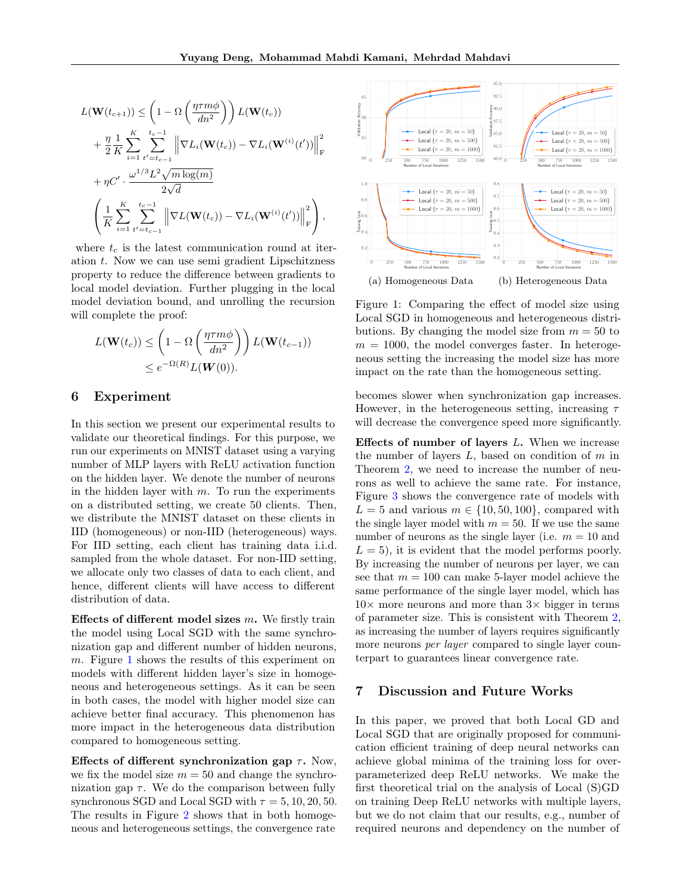$$
\begin{aligned}
L(\mathbf{W}(t_{c+1})) \leq & \left(1-\Omega\left(\frac{\eta\tau m\phi}{dn^2}\right)\right)L(\mathbf{W}(t_c)) \\
& + \frac{\eta}{2}\frac{1}{K}\sum_{i=1}^{K}\sum_{t'=t_{c-1}}^{t_c-1}\left\|\nabla L_i(\mathbf{W}(t_c)) - \nabla L_i(\mathbf{W}^{(i)}(t'))\right\|_{\mathrm{F}}^2 \\
& + \eta C' \cdot \frac{\omega^{1/3}L^2\sqrt{m\log(m)}}{2\sqrt{d}} \\
& \left(\frac{1}{K}\sum_{i=1}^{K}\sum_{t'=t_{c-1}}^{t_c-1}\left\|\nabla L(\mathbf{W}(t_c)) - \nabla L_i(\mathbf{W}^{(i)}(t'))\right\|_{\mathrm{F}}^2\right),
\end{aligned}
$$

where $t_c$ is the latest communication round at iteration $t$. Now we can use semi gradient Lipschitzness property to reduce the difference between gradients to local model deviation. Further plugging in the local model deviation bound, and unrolling the recursion will complete the proof:

$$
\begin{aligned}
L(\mathbf{W}(t_c)) &\leq \left(1-\Omega\left(\frac{\eta\tau m\phi}{dn^2}\right)\right)L(\mathbf{W}(t_{c-1})) \\
&\leq e^{-\Omega(R)}L(\boldsymbol{W}(0)).
\end{aligned}
$$

## 6 Experiment

In this section we present our experimental results to validate our theoretical findings. For this purpose, we run our experiments on MNIST dataset using a varying number of MLP layers with ReLU activation function on the hidden layer. We denote the number of neurons in the hidden layer with $m$. To run the experiments on a distributed setting, we create 50 clients. Then, we distribute the MNIST dataset on these clients in IID (homogeneous) or non-IID (heterogeneous) ways. For IID setting, each client has training data i.i.d. sampled from the whole dataset. For non-IID setting, we allocate only two classes of data to each client, and hence, different clients will have access to different distribution of data.

**Effects of different model sizes $m$.** We firstly train the model using Local SGD with the same synchronization gap and different number of hidden neurons, $m$. Figure 1 shows the results of this experiment on models with different hidden layer's size in homogeneous and heterogeneous settings. As it can be seen in both cases, the model with higher model size can achieve better final accuracy. This phenomenon has more impact in the heterogeneous data distribution compared to homogeneous setting.

**Effects of different synchronization gap $\tau$.** Now, we fix the model size $m = 50$ and change the synchronization gap $\tau$. We do the comparison between fully synchronous SGD and Local SGD with $\tau = 5, 10, 20, 50$. The results in Figure 2 shows that in both homogeneous and heterogeneous settings, the convergence rate becomes slower when synchronization gap increases. However, in the heterogeneous setting, increasing $\tau$ will decrease the convergence speed more significantly.

(a) Homogeneous Data (b) Heterogeneous Data

Figure 1: Comparing the effect of model size using Local SGD in homogeneous and heterogeneous distributions. By changing the model size from $m = 50$ to $m = 1000$, the model converges faster. In heterogeneous setting the increasing the model size has more impact on the rate than the homogeneous setting.

**Effects of number of layers $L$.** When we increase the number of layers $L$, based on condition of $m$ in Theorem 2, we need to increase the number of neurons as well to achieve the same rate. For instance, Figure 3 shows the convergence rate of models with $L = 5$ and various $m \in \{10, 50, 100\}$, compared with the single layer model with $m = 50$. If we use the same number of neurons as the single layer (i.e. $m = 10$ and $L = 5$), it is evident that the model performs poorly. By increasing the number of neurons per layer, we can see that $m = 100$ can make 5-layer model achieve the same performance of the single layer model, which has $10\times$ more neurons and more than $3\times$ bigger in terms of parameter size. This is consistent with Theorem 2, as increasing the number of layers requires significantly more neurons *per layer* compared to single layer counterpart to guarantees linear convergence rate.

## 7 Discussion and Future Works

In this paper, we proved that both Local GD and Local SGD that are originally proposed for communication efficient training of deep neural networks can achieve global minima of the training loss for overparameterized deep ReLU networks. We make the first theoretical trial on the analysis of Local (S)GD on training Deep ReLU networks with multiple layers, but we do not claim that our results, e.g., number of required neurons and dependency on the number of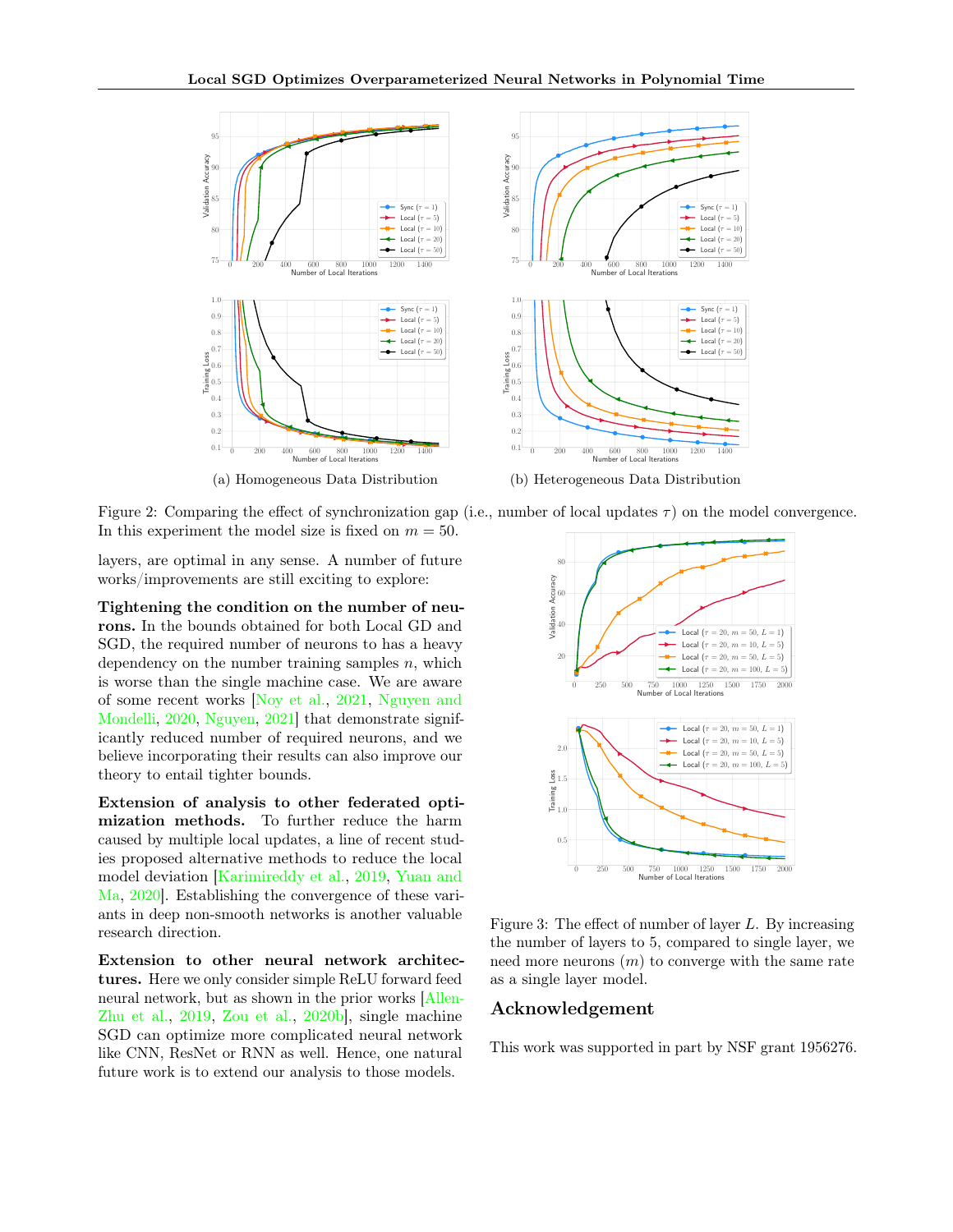(a) Homogeneous Data Distribution

(b) Heterogeneous Data Distribution

Figure 2: Comparing the effect of synchronization gap (i.e., number of local updates $\tau$) on the model convergence. In this experiment the model size is fixed on $m = 50$.

layers, are optimal in any sense. A number of future works/improvements are still exciting to explore:

**Tightening the condition on the number of neurons.** In the bounds obtained for both Local GD and SGD, the required number of neurons to has a heavy dependency on the number training samples $n$, which is worse than the single machine case. We are aware of some recent works [Noy et al., 2021, Nguyen and Mondelli, 2020, Nguyen, 2021] that demonstrate significantly reduced number of required neurons, and we believe incorporating their results can also improve our theory to entail tighter bounds.

**Extension of analysis to other federated optimization methods.** To further reduce the harm caused by multiple local updates, a line of recent studies proposed alternative methods to reduce the local model deviation [Karimireddy et al., 2019, Yuan and Ma, 2020]. Establishing the convergence of these variants in deep non-smooth networks is another valuable research direction.

**Extension to other neural network architectures.** Here we only consider simple ReLU forward feed neural network, but as shown in the prior works [Allen-Zhu et al., 2019, Zou et al., 2020b], single machine SGD can optimize more complicated neural network like CNN, ResNet or RNN as well. Hence, one natural future work is to extend our analysis to those models.

Figure 3: The effect of number of layer $L$. By increasing the number of layers to 5, compared to single layer, we need more neurons ($m$) to converge with the same rate as a single layer model.

## Acknowledgement

This work was supported in part by NSF grant 1956276.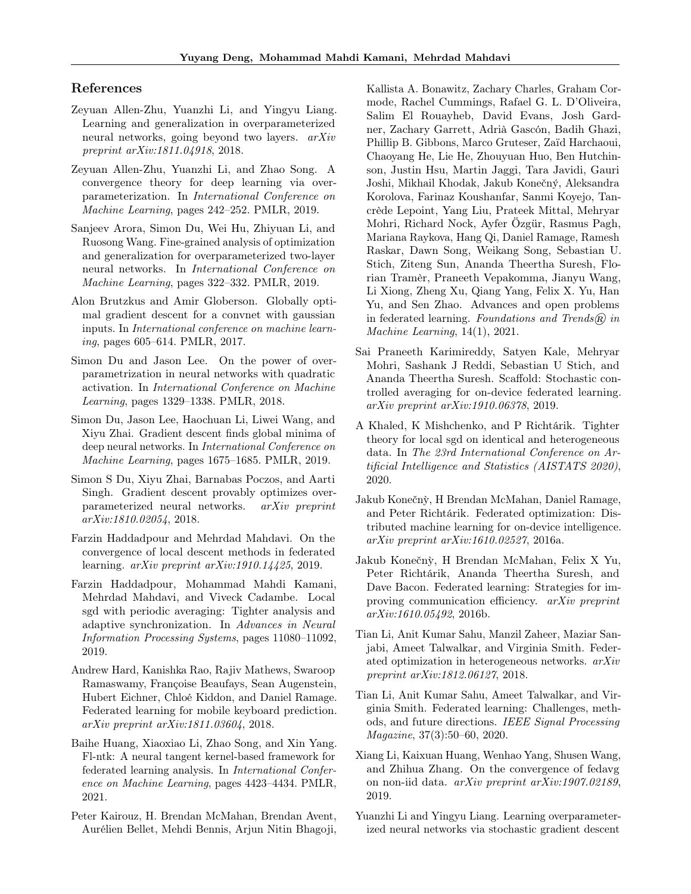## References

Zeyuan Allen-Zhu, Yuanzhi Li, and Yingyu Liang. Learning and generalization in overparameterized neural networks, going beyond two layers. *arXiv preprint arXiv:1811.04918*, 2018.

Zeyuan Allen-Zhu, Yuanzhi Li, and Zhao Song. A convergence theory for deep learning via over-parameterization. In *International Conference on Machine Learning*, pages 242–252. PMLR, 2019.

Sanjeev Arora, Simon Du, Wei Hu, Zhiyuan Li, and Ruosong Wang. Fine-grained analysis of optimization and generalization for overparameterized two-layer neural networks. In *International Conference on Machine Learning*, pages 322–332. PMLR, 2019.

Alon Brutzkus and Amir Globerson. Globally optimal gradient descent for a convnet with gaussian inputs. In *International conference on machine learning*, pages 605–614. PMLR, 2017.

Simon Du and Jason Lee. On the power of over-parametrization in neural networks with quadratic activation. In *International Conference on Machine Learning*, pages 1329–1338. PMLR, 2018.

Simon Du, Jason Lee, Haochuan Li, Liwei Wang, and Xiyu Zhai. Gradient descent finds global minima of deep neural networks. In *International Conference on Machine Learning*, pages 1675–1685. PMLR, 2019.

Simon S Du, Xiyu Zhai, Barnabas Poczos, and Aarti Singh. Gradient descent provably optimizes over-parameterized neural networks. *arXiv preprint arXiv:1810.02054*, 2018.

Farzin Haddadpour and Mehrdad Mahdavi. On the convergence of local descent methods in federated learning. *arXiv preprint arXiv:1910.14425*, 2019.

Farzin Haddadpour, Mohammad Mahdi Kamani, Mehrdad Mahdavi, and Viveck Cadambe. Local sgd with periodic averaging: Tighter analysis and adaptive synchronization. In *Advances in Neural Information Processing Systems*, pages 11080–11092, 2019.

Andrew Hard, Kanishka Rao, Rajiv Mathews, Swaroop Ramaswamy, Françoise Beaufays, Sean Augenstein, Hubert Eichner, Chloé Kiddon, and Daniel Ramage. Federated learning for mobile keyboard prediction. *arXiv preprint arXiv:1811.03604*, 2018.

Baihe Huang, Xiaoxiao Li, Zhao Song, and Xin Yang. Fl-ntk: A neural tangent kernel-based framework for federated learning analysis. In *International Conference on Machine Learning*, pages 4423–4434. PMLR, 2021.

Peter Kairouz, H. Brendan McMahan, Brendan Avent, Aurélien Bellet, Mehdi Bennis, Arjun Nitin Bhagoji, Kallista A. Bonawitz, Zachary Charles, Graham Cormode, Rachel Cummings, Rafael G. L. D'Oliveira, Salim El Rouayheb, David Evans, Josh Gardner, Zachary Garrett, Adrià Gascón, Badih Ghazi, Phillip B. Gibbons, Marco Gruteser, Zaïd Harchaoui, Chaoyang He, Lie He, Zhouyuan Huo, Ben Hutchinson, Justin Hsu, Martin Jaggi, Tara Javidi, Gauri Joshi, Mikhail Khodak, Jakub Konečný, Aleksandra Korolova, Farinaz Koushanfar, Sanmi Koyejo, Tancrède Lepoint, Yang Liu, Prateek Mittal, Mehryar Mohri, Richard Nock, Ayfer Özgür, Rasmus Pagh, Mariana Raykova, Hang Qi, Daniel Ramage, Ramesh Raskar, Dawn Song, Weikang Song, Sebastian U. Stich, Ziteng Sun, Ananda Theertha Suresh, Florian Tramèr, Praneeth Vepakomma, Jianyu Wang, Li Xiong, Zheng Xu, Qiang Yang, Felix X. Yu, Han Yu, and Sen Zhao. Advances and open problems in federated learning. *Foundations and Trends® in Machine Learning*, 14(1), 2021.

Sai Praneeth Karimireddy, Satyen Kale, Mehryar Mohri, Sashank J Reddi, Sebastian U Stich, and Ananda Theertha Suresh. Scaffold: Stochastic controlled averaging for on-device federated learning. *arXiv preprint arXiv:1910.06378*, 2019.

A Khaled, K Mishchenko, and P Richtárik. Tighter theory for local sgd on identical and heterogeneous data. In *The 23rd International Conference on Artificial Intelligence and Statistics (AISTATS 2020)*, 2020.

Jakub Konečnỳ, H Brendan McMahan, Daniel Ramage, and Peter Richtárik. Federated optimization: Distributed machine learning for on-device intelligence. *arXiv preprint arXiv:1610.02527*, 2016a.

Jakub Konečnỳ, H Brendan McMahan, Felix X Yu, Peter Richtárik, Ananda Theertha Suresh, and Dave Bacon. Federated learning: Strategies for improving communication efficiency. *arXiv preprint arXiv:1610.05492*, 2016b.

Tian Li, Anit Kumar Sahu, Manzil Zaheer, Maziar Sanjabi, Ameet Talwalkar, and Virginia Smith. Federated optimization in heterogeneous networks. *arXiv preprint arXiv:1812.06127*, 2018.

Tian Li, Anit Kumar Sahu, Ameet Talwalkar, and Virginia Smith. Federated learning: Challenges, methods, and future directions. *IEEE Signal Processing Magazine*, 37(3):50–60, 2020.

Xiang Li, Kaixuan Huang, Wenhao Yang, Shusen Wang, and Zhihua Zhang. On the convergence of fedavg on non-iid data. *arXiv preprint arXiv:1907.02189*, 2019.

Yuanzhi Li and Yingyu Liang. Learning overparameterized neural networks via stochastic gradient descent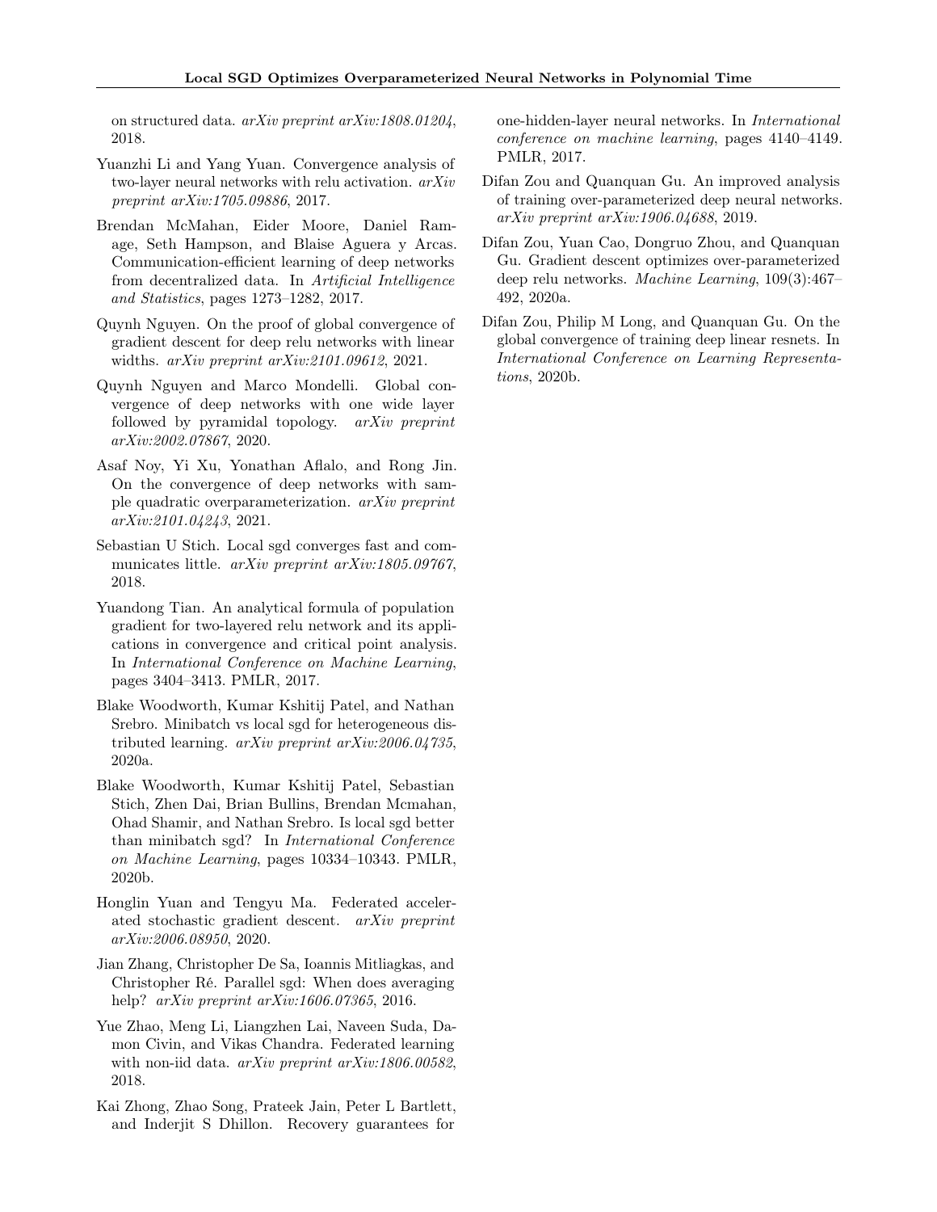on structured data. *arXiv preprint arXiv:1808.01204*, 2018.

Yuanzhi Li and Yang Yuan. Convergence analysis of two-layer neural networks with relu activation. *arXiv preprint arXiv:1705.09886*, 2017.

Brendan McMahan, Eider Moore, Daniel Ramage, Seth Hampson, and Blaise Aguera y Arcas. Communication-efficient learning of deep networks from decentralized data. In *Artificial Intelligence and Statistics*, pages 1273–1282, 2017.

Quynh Nguyen. On the proof of global convergence of gradient descent for deep relu networks with linear widths. *arXiv preprint arXiv:2101.09612*, 2021.

Quynh Nguyen and Marco Mondelli. Global convergence of deep networks with one wide layer followed by pyramidal topology. *arXiv preprint arXiv:2002.07867*, 2020.

Asaf Noy, Yi Xu, Yonathan Aflalo, and Rong Jin. On the convergence of deep networks with sample quadratic overparameterization. *arXiv preprint arXiv:2101.04243*, 2021.

Sebastian U Stich. Local sgd converges fast and communicates little. *arXiv preprint arXiv:1805.09767*, 2018.

Yuandong Tian. An analytical formula of population gradient for two-layered relu network and its applications in convergence and critical point analysis. In *International Conference on Machine Learning*, pages 3404–3413. PMLR, 2017.

Blake Woodworth, Kumar Kshitij Patel, and Nathan Srebro. Minibatch vs local sgd for heterogeneous distributed learning. *arXiv preprint arXiv:2006.04735*, 2020a.

Blake Woodworth, Kumar Kshitij Patel, Sebastian Stich, Zhen Dai, Brian Bullins, Brendan Mcmahan, Ohad Shamir, and Nathan Srebro. Is local sgd better than minibatch sgd? In *International Conference on Machine Learning*, pages 10334–10343. PMLR, 2020b.

Honglin Yuan and Tengyu Ma. Federated accelerated stochastic gradient descent. *arXiv preprint arXiv:2006.08950*, 2020.

Jian Zhang, Christopher De Sa, Ioannis Mitliagkas, and Christopher Ré. Parallel sgd: When does averaging help? *arXiv preprint arXiv:1606.07365*, 2016.

Yue Zhao, Meng Li, Liangzhen Lai, Naveen Suda, Damon Civin, and Vikas Chandra. Federated learning with non-iid data. *arXiv preprint arXiv:1806.00582*, 2018.

Kai Zhong, Zhao Song, Prateek Jain, Peter L Bartlett, and Inderjit S Dhillon. Recovery guarantees for one-hidden-layer neural networks. In *International conference on machine learning*, pages 4140–4149. PMLR, 2017.

Difan Zou and Quanquan Gu. An improved analysis of training over-parameterized deep neural networks. *arXiv preprint arXiv:1906.04688*, 2019.

Difan Zou, Yuan Cao, Dongruo Zhou, and Quanquan Gu. Gradient descent optimizes over-parameterized deep relu networks. *Machine Learning*, 109(3):467–492, 2020a.

Difan Zou, Philip M Long, and Quanquan Gu. On the global convergence of training deep linear resnets. In *International Conference on Learning Representations*, 2020b.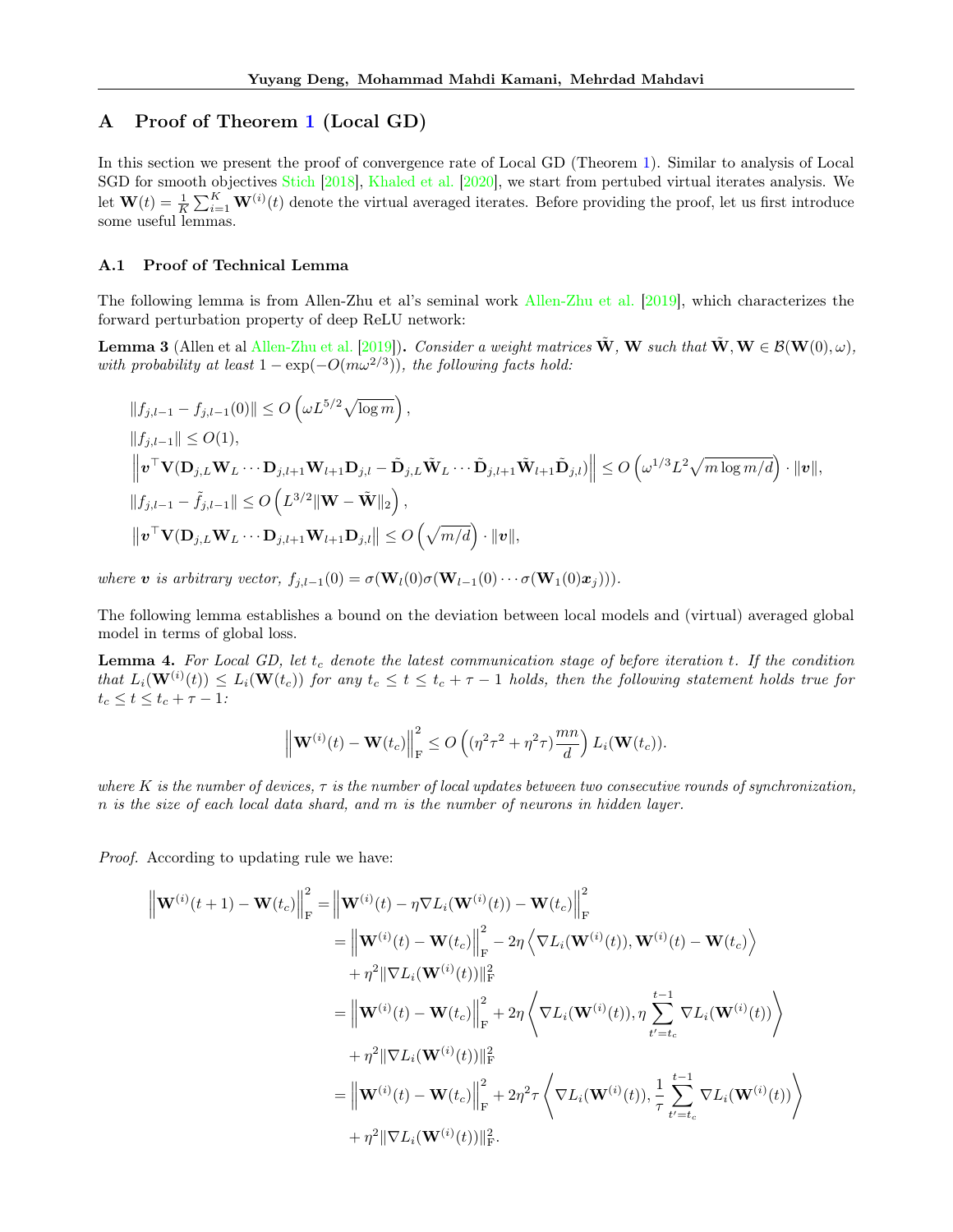## A Proof of Theorem 1 (Local GD)

In this section we present the proof of convergence rate of Local GD (Theorem 1). Similar to analysis of Local SGD for smooth objectives Stich [2018], Khaled et al. [2020], we start from pertubed virtual iterates analysis. We let $\mathbf{W}(t) = \frac{1}{K}\sum_{i=1}^{K} \mathbf{W}^{(i)}(t)$ denote the virtual averaged iterates. Before providing the proof, let us first introduce some useful lemmas.

### A.1 Proof of Technical Lemma

The following lemma is from Allen-Zhu et al's seminal work Allen-Zhu et al. [2019], which characterizes the forward perturbation property of deep ReLU network:

**Lemma 3** (Allen et al Allen-Zhu et al. [2019])**.** *Consider a weight matrices $\tilde{\mathbf{W}}$, $\mathbf{W}$ such that $\tilde{\mathbf{W}}, \mathbf{W} \in \mathcal{B}(\mathbf{W}(0), \omega)$, with probability at least $1 - \exp(-O(m\omega^{2/3}))$, the following facts hold:*

$$
\begin{aligned}
&\|f_{j,l-1} - f_{j,l-1}(0)\| \leq O\left(\omega L^{5/2}\sqrt{\log m}\right), \\
&\|f_{j,l-1}\| \leq O(1), \\
&\left\|\boldsymbol{v}^\top \mathbf{V}(\mathbf{D}_{j,L}\mathbf{W}_L \cdots \mathbf{D}_{j,l+1}\mathbf{W}_{l+1}\mathbf{D}_{j,l} - \tilde{\mathbf{D}}_{j,L}\tilde{\mathbf{W}}_L \cdots \tilde{\mathbf{D}}_{j,l+1}\tilde{\mathbf{W}}_{l+1}\tilde{\mathbf{D}}_{j,l})\right\| \leq O\left(\omega^{1/3}L^2\sqrt{m\log m/d}\right)\cdot \|\boldsymbol{v}\|, \\
&\|f_{j,l-1} - \tilde{f}_{j,l-1}\| \leq O\left(L^{3/2}\|\mathbf{W} - \tilde{\mathbf{W}}\|_2\right), \\
&\left\|\boldsymbol{v}^\top \mathbf{V}(\mathbf{D}_{j,L}\mathbf{W}_L \cdots \mathbf{D}_{j,l+1}\mathbf{W}_{l+1}\mathbf{D}_{j,l}\right\| \leq O\left(\sqrt{m/d}\right)\cdot\|\boldsymbol{v}\|,
\end{aligned}
$$

*where $\boldsymbol{v}$ is arbitrary vector, $f_{j,l-1}(0) = \sigma(\mathbf{W}_l(0)\sigma(\mathbf{W}_{l-1}(0)\cdots\sigma(\mathbf{W}_1(0)\boldsymbol{x}_j)))$.*

The following lemma establishes a bound on the deviation between local models and (virtual) averaged global model in terms of global loss.

**Lemma 4.** *For Local GD, let $t_c$ denote the latest communication stage of before iteration $t$. If the condition that $L_i(\mathbf{W}^{(i)}(t)) \leq L_i(\mathbf{W}(t_c))$ for any $t_c \leq t \leq t_c + \tau - 1$ holds, then the following statement holds true for $t_c \leq t \leq t_c + \tau - 1$:*

$$
\left\|\mathbf{W}^{(i)}(t) - \mathbf{W}(t_c)\right\|_{\mathrm{F}}^2 \leq O\left((\eta^2\tau^2 + \eta^2\tau)\frac{mn}{d}\right)L_i(\mathbf{W}(t_c)).
$$

*where $K$ is the number of devices, $\tau$ is the number of local updates between two consecutive rounds of synchronization, $n$ is the size of each local data shard, and $m$ is the number of neurons in hidden layer.*

*Proof.* According to updating rule we have:

$$
\begin{aligned}
\left\|\mathbf{W}^{(i)}(t+1) - \mathbf{W}(t_c)\right\|_{\mathrm{F}}^2 &= \left\|\mathbf{W}^{(i)}(t) - \eta\nabla L_i(\mathbf{W}^{(i)}(t)) - \mathbf{W}(t_c)\right\|_{\mathrm{F}}^2 \\
&= \left\|\mathbf{W}^{(i)}(t) - \mathbf{W}(t_c)\right\|_{\mathrm{F}}^2 - 2\eta\left\langle \nabla L_i(\mathbf{W}^{(i)}(t)), \mathbf{W}^{(i)}(t) - \mathbf{W}(t_c)\right\rangle \\
&\quad + \eta^2\|\nabla L_i(\mathbf{W}^{(i)}(t))\|_{\mathrm{F}}^2 \\
&= \left\|\mathbf{W}^{(i)}(t) - \mathbf{W}(t_c)\right\|_{\mathrm{F}}^2 + 2\eta\left\langle \nabla L_i(\mathbf{W}^{(i)}(t)), \eta\sum_{t'=t_c}^{t-1}\nabla L_i(\mathbf{W}^{(i)}(t))\right\rangle \\
&\quad + \eta^2\|\nabla L_i(\mathbf{W}^{(i)}(t))\|_{\mathrm{F}}^2 \\
&= \left\|\mathbf{W}^{(i)}(t) - \mathbf{W}(t_c)\right\|_{\mathrm{F}}^2 + 2\eta^2\tau\left\langle \nabla L_i(\mathbf{W}^{(i)}(t)), \frac{1}{\tau}\sum_{t'=t_c}^{t-1}\nabla L_i(\mathbf{W}^{(i)}(t))\right\rangle \\
&\quad + \eta^2\|\nabla L_i(\mathbf{W}^{(i)}(t))\|_{\mathrm{F}}^2.
\end{aligned}
$$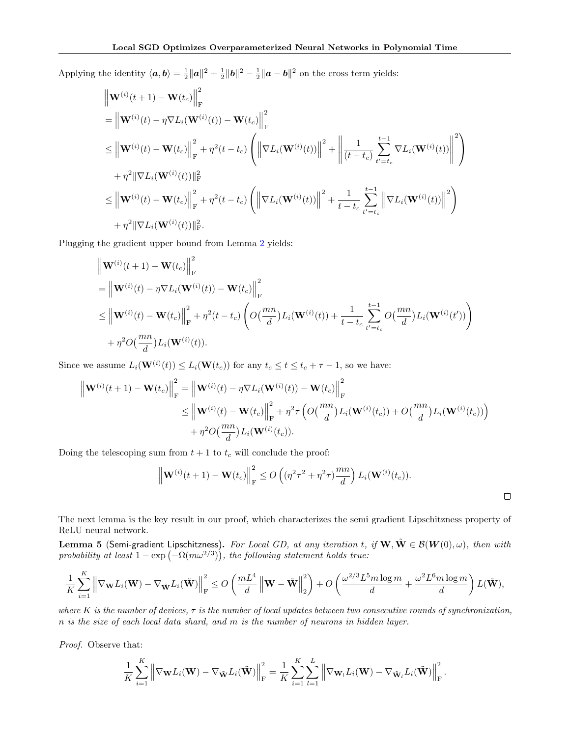Applying the identity $\langle \boldsymbol{a}, \boldsymbol{b}\rangle = \frac{1}{2}\|\boldsymbol{a}\|^2 + \frac{1}{2}\|\boldsymbol{b}\|^2 - \frac{1}{2}\|\boldsymbol{a}-\boldsymbol{b}\|^2$ on the cross term yields:

$$
\begin{aligned}
&\left\|\mathbf{W}^{(i)}(t+1) - \mathbf{W}(t_c)\right\|_{\mathrm{F}}^2 \\
&= \left\|\mathbf{W}^{(i)}(t) - \eta\nabla L_i(\mathbf{W}^{(i)}(t)) - \mathbf{W}(t_c)\right\|_{\mathrm{F}}^2 \\
&\leq \left\|\mathbf{W}^{(i)}(t) - \mathbf{W}(t_c)\right\|_{\mathrm{F}}^2 + \eta^2(t-t_c)\left(\left\|\nabla L_i(\mathbf{W}^{(i)}(t))\right\|^2 + \left\|\frac{1}{(t-t_c)}\sum_{t'=t_c}^{t-1}\nabla L_i(\mathbf{W}^{(i)}(t))\right\|^2\right) \\
&\quad + \eta^2\|\nabla L_i(\mathbf{W}^{(i)}(t))\|_{\mathrm{F}}^2 \\
&\leq \left\|\mathbf{W}^{(i)}(t) - \mathbf{W}(t_c)\right\|_{\mathrm{F}}^2 + \eta^2(t-t_c)\left(\left\|\nabla L_i(\mathbf{W}^{(i)}(t))\right\|^2 + \frac{1}{t-t_c}\sum_{t'=t_c}^{t-1}\left\|\nabla L_i(\mathbf{W}^{(i)}(t))\right\|^2\right) \\
&\quad + \eta^2\|\nabla L_i(\mathbf{W}^{(i)}(t))\|_{\mathrm{F}}^2.
\end{aligned}
$$

Plugging the gradient upper bound from Lemma 2 yields:

$$
\begin{aligned}
&\left\|\mathbf{W}^{(i)}(t+1) - \mathbf{W}(t_c)\right\|_{\mathrm{F}}^2 \\
&= \left\|\mathbf{W}^{(i)}(t) - \eta\nabla L_i(\mathbf{W}^{(i)}(t)) - \mathbf{W}(t_c)\right\|_{\mathrm{F}}^2 \\
&\leq \left\|\mathbf{W}^{(i)}(t) - \mathbf{W}(t_c)\right\|_{\mathrm{F}}^2 + \eta^2(t-t_c)\left(O\big(\frac{mn}{d}\big)L_i(\mathbf{W}^{(i)}(t)) + \frac{1}{t-t_c}\sum_{t'=t_c}^{t-1}O\big(\frac{mn}{d}\big)L_i(\mathbf{W}^{(i)}(t'))\right) \\
&\quad + \eta^2 O\big(\frac{mn}{d}\big)L_i(\mathbf{W}^{(i)}(t)).
\end{aligned}
$$

Since we assume $L_i(\mathbf{W}^{(i)}(t)) \leq L_i(\mathbf{W}(t_c))$ for any $t_c \leq t \leq t_c + \tau - 1$, so we have:

$$
\begin{aligned}
\left\|\mathbf{W}^{(i)}(t+1) - \mathbf{W}(t_c)\right\|_{\mathrm{F}}^2 &= \left\|\mathbf{W}^{(i)}(t) - \eta\nabla L_i(\mathbf{W}^{(i)}(t)) - \mathbf{W}(t_c)\right\|_{\mathrm{F}}^2 \\
&\leq \left\|\mathbf{W}^{(i)}(t) - \mathbf{W}(t_c)\right\|_{\mathrm{F}}^2 + \eta^2\tau\left(O\big(\frac{mn}{d}\big)L_i(\mathbf{W}^{(i)}(t_c)) + O\big(\frac{mn}{d}\big)L_i(\mathbf{W}^{(i)}(t_c))\right) \\
&\quad + \eta^2 O\big(\frac{mn}{d}\big)L_i(\mathbf{W}^{(i)}(t_c)).
\end{aligned}
$$

Doing the telescoping sum from $t+1$ to $t_c$ will conclude the proof:

$$
\left\|\mathbf{W}^{(i)}(t+1) - \mathbf{W}(t_c)\right\|_{\mathrm{F}}^2 \leq O\left((\eta^2\tau^2 + \eta^2\tau)\frac{mn}{d}\right)L_i(\mathbf{W}^{(i)}(t_c)).
$$

□

The next lemma is the key result in our proof, which characterizes the semi gradient Lipschitzness property of ReLU neural network.

**Lemma 5** (Semi-gradient Lipschitzness)**.** *For Local GD, at any iteration $t$, if $\mathbf{W}, \tilde{\mathbf{W}} \in \mathcal{B}(\boldsymbol{W}(0), \omega)$, then with probability at least $1 - \exp\left(-\Omega(m\omega^{2/3})\right)$, the following statement holds true:*

$$
\frac{1}{K}\sum_{i=1}^{K}\left\|\nabla_{\mathbf{W}}L_i(\mathbf{W}) - \nabla_{\tilde{\mathbf{W}}}L_i(\tilde{\mathbf{W}})\right\|_{\mathrm{F}}^2 \leq O\left(\frac{mL^4}{d}\left\|\mathbf{W} - \tilde{\mathbf{W}}\right\|_2^2\right) + O\left(\frac{\omega^{2/3}L^5 m\log m}{d} + \frac{\omega^2 L^6 m\log m}{d}\right)L(\tilde{\mathbf{W}}),
$$

*where $K$ is the number of devices, $\tau$ is the number of local updates between two consecutive rounds of synchronization, $n$ is the size of each local data shard, and $m$ is the number of neurons in hidden layer.*

*Proof.* Observe that:

$$
\frac{1}{K}\sum_{i=1}^{K}\left\|\nabla_{\mathbf{W}}L_i(\mathbf{W}) - \nabla_{\tilde{\mathbf{W}}}L_i(\tilde{\mathbf{W}})\right\|_{\mathrm{F}}^2 = \frac{1}{K}\sum_{i=1}^{K}\sum_{l=1}^{L}\left\|\nabla_{\mathbf{W}_l}L_i(\mathbf{W}) - \nabla_{\tilde{\mathbf{W}}_l}L_i(\tilde{\mathbf{W}})\right\|_{\mathrm{F}}^2.
$$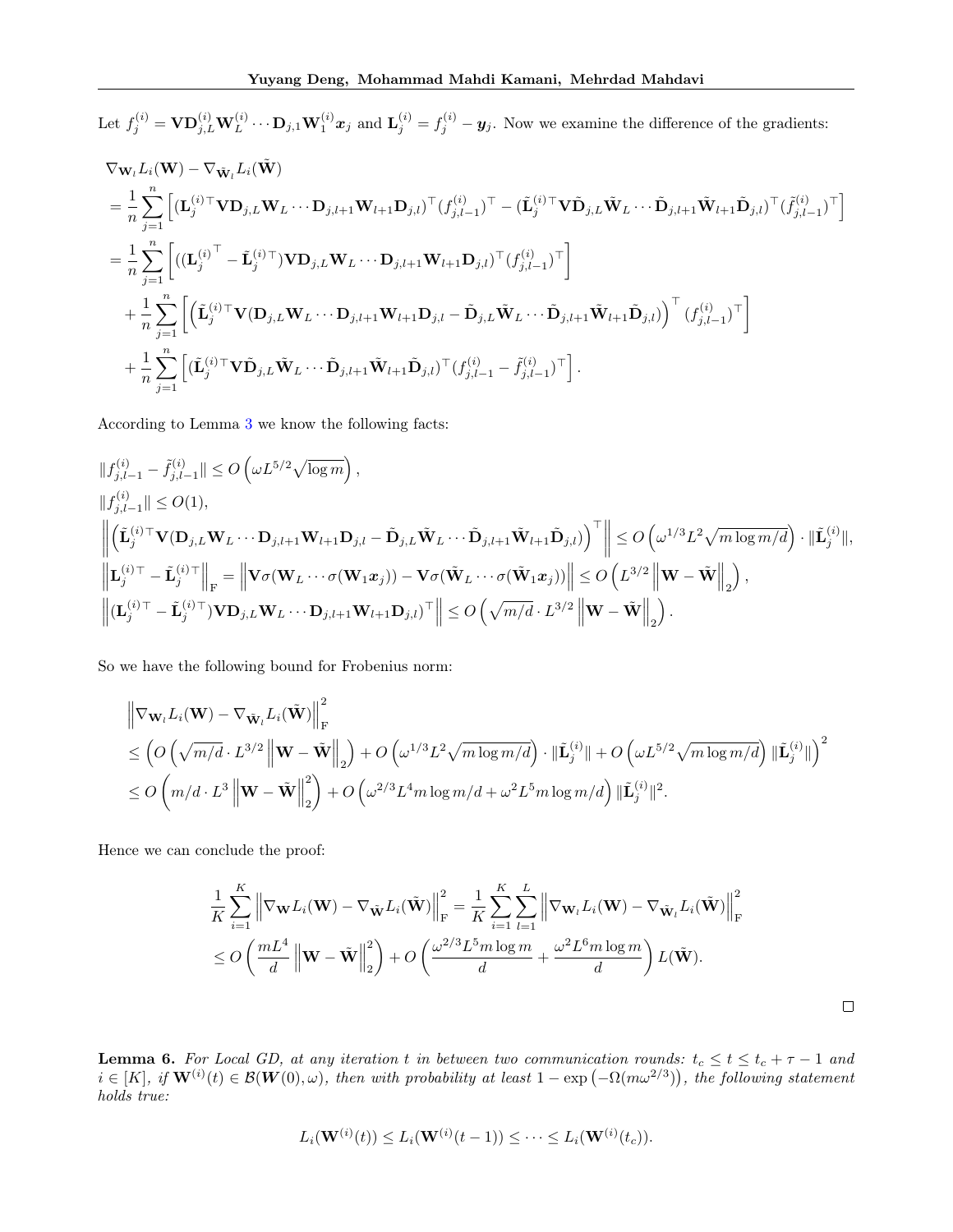Let $f_j^{(i)} = \mathbf{V}\mathbf{D}_{j,L}^{(i)}\mathbf{W}_L^{(i)} \cdots \mathbf{D}_{j,1}\mathbf{W}_1^{(i)}\boldsymbol{x}_j$ and $\mathbf{L}_j^{(i)} = f_j^{(i)} - \boldsymbol{y}_j$. Now we examine the difference of the gradients:

$$
\begin{aligned}
&\nabla_{\mathbf{W}_l} L_i(\mathbf{W}) - \nabla_{\tilde{\mathbf{W}}_l} L_i(\tilde{\mathbf{W}}) \\
&= \frac{1}{n}\sum_{j=1}^{n}\left[(\mathbf{L}_j^{(i)\top}\mathbf{V}\mathbf{D}_{j,L}\mathbf{W}_L \cdots \mathbf{D}_{j,l+1}\mathbf{W}_{l+1}\mathbf{D}_{j,l})^\top (f_{j,l-1}^{(i)})^\top - (\tilde{\mathbf{L}}_j^{(i)\top}\mathbf{V}\tilde{\mathbf{D}}_{j,L}\tilde{\mathbf{W}}_L \cdots \tilde{\mathbf{D}}_{j,l+1}\tilde{\mathbf{W}}_{l+1}\tilde{\mathbf{D}}_{j,l})^\top (\tilde{f}_{j,l-1}^{(i)})^\top\right] \\
&= \frac{1}{n}\sum_{j=1}^{n}\left[((\mathbf{L}_j^{(i)})^\top - \tilde{\mathbf{L}}_j^{(i)\top})\mathbf{V}\mathbf{D}_{j,L}\mathbf{W}_L \cdots \mathbf{D}_{j,l+1}\mathbf{W}_{l+1}\mathbf{D}_{j,l})^\top (f_{j,l-1}^{(i)})^\top\right] \\
&\quad + \frac{1}{n}\sum_{j=1}^{n}\left[\left(\tilde{\mathbf{L}}_j^{(i)\top}\mathbf{V}(\mathbf{D}_{j,L}\mathbf{W}_L \cdots \mathbf{D}_{j,l+1}\mathbf{W}_{l+1}\mathbf{D}_{j,l} - \tilde{\mathbf{D}}_{j,L}\tilde{\mathbf{W}}_L \cdots \tilde{\mathbf{D}}_{j,l+1}\tilde{\mathbf{W}}_{l+1}\tilde{\mathbf{D}}_{j,l})\right)^\top (f_{j,l-1}^{(i)})^\top\right] \\
&\quad + \frac{1}{n}\sum_{j=1}^{n}\left[(\tilde{\mathbf{L}}_j^{(i)\top}\mathbf{V}\tilde{\mathbf{D}}_{j,L}\tilde{\mathbf{W}}_L \cdots \tilde{\mathbf{D}}_{j,l+1}\tilde{\mathbf{W}}_{l+1}\tilde{\mathbf{D}}_{j,l})^\top (f_{j,l-1}^{(i)} - \tilde{f}_{j,l-1}^{(i)})^\top\right].
\end{aligned}
$$

According to Lemma 3 we know the following facts:

$$
\begin{aligned}
&\|f_{j,l-1}^{(i)} - \tilde{f}_{j,l-1}^{(i)}\| \leq O\left(\omega L^{5/2}\sqrt{\log m}\right), \\
&\|f_{j,l-1}^{(i)}\| \leq O(1), \\
&\left\|\left(\tilde{\mathbf{L}}_j^{(i)\top}\mathbf{V}(\mathbf{D}_{j,L}\mathbf{W}_L \cdots \mathbf{D}_{j,l+1}\mathbf{W}_{l+1}\mathbf{D}_{j,l} - \tilde{\mathbf{D}}_{j,L}\tilde{\mathbf{W}}_L \cdots \tilde{\mathbf{D}}_{j,l+1}\tilde{\mathbf{W}}_{l+1}\tilde{\mathbf{D}}_{j,l})\right)^\top\right\| \leq O\left(\omega^{1/3}L^2\sqrt{m\log m/d}\right) \cdot \|\tilde{\mathbf{L}}_j^{(i)}\|, \\
&\left\|\mathbf{L}_j^{(i)\top} - \tilde{\mathbf{L}}_j^{(i)\top}\right\|_{\mathrm{F}} = \left\|\mathbf{V}\sigma(\mathbf{W}_L \cdots \sigma(\mathbf{W}_1\boldsymbol{x}_j)) - \mathbf{V}\sigma(\tilde{\mathbf{W}}_L \cdots \sigma(\tilde{\mathbf{W}}_1\boldsymbol{x}_j))\right\| \leq O\left(L^{3/2}\left\|\mathbf{W} - \tilde{\mathbf{W}}\right\|_2\right), \\
&\left\|(\mathbf{L}_j^{(i)\top} - \tilde{\mathbf{L}}_j^{(i)\top})\mathbf{V}\mathbf{D}_{j,L}\mathbf{W}_L \cdots \mathbf{D}_{j,l+1}\mathbf{W}_{l+1}\mathbf{D}_{j,l})^\top\right\| \leq O\left(\sqrt{m/d} \cdot L^{3/2}\left\|\mathbf{W} - \tilde{\mathbf{W}}\right\|_2\right).
\end{aligned}
$$

So we have the following bound for Frobenius norm:

$$
\begin{aligned}
&\left\|\nabla_{\mathbf{W}_l} L_i(\mathbf{W}) - \nabla_{\tilde{\mathbf{W}}_l} L_i(\tilde{\mathbf{W}})\right\|_{\mathrm{F}}^2 \\
&\leq \left(O\left(\sqrt{m/d} \cdot L^{3/2}\left\|\mathbf{W} - \tilde{\mathbf{W}}\right\|_2\right) + O\left(\omega^{1/3}L^2\sqrt{m\log m/d}\right) \cdot \|\tilde{\mathbf{L}}_j^{(i)}\| + O\left(\omega L^{5/2}\sqrt{m\log m/d}\right)\|\tilde{\mathbf{L}}_j^{(i)}\|\right)^2 \\
&\leq O\left(m/d \cdot L^3\left\|\mathbf{W} - \tilde{\mathbf{W}}\right\|_2^2\right) + O\left(\omega^{2/3}L^4 m\log m/d + \omega^2 L^5 m\log m/d\right)\|\tilde{\mathbf{L}}_j^{(i)}\|^2.
\end{aligned}
$$

Hence we can conclude the proof:

$$
\begin{aligned}
\frac{1}{K}\sum_{i=1}^{K}\left\|\nabla_{\mathbf{W}} L_i(\mathbf{W}) - \nabla_{\tilde{\mathbf{W}}} L_i(\tilde{\mathbf{W}})\right\|_{\mathrm{F}}^2 &= \frac{1}{K}\sum_{i=1}^{K}\sum_{l=1}^{L}\left\|\nabla_{\mathbf{W}_l} L_i(\mathbf{W}) - \nabla_{\tilde{\mathbf{W}}_l} L_i(\tilde{\mathbf{W}})\right\|_{\mathrm{F}}^2 \\
&\leq O\left(\frac{mL^4}{d}\left\|\mathbf{W} - \tilde{\mathbf{W}}\right\|_2^2\right) + O\left(\frac{\omega^{2/3}L^5 m\log m}{d} + \frac{\omega^2 L^6 m\log m}{d}\right)L(\tilde{\mathbf{W}}).
\end{aligned}
$$

$\square$

**Lemma 6.** *For Local GD, at any iteration $t$ in between two communication rounds: $t_c \leq t \leq t_c + \tau - 1$ and $i \in [K]$, if $\mathbf{W}^{(i)}(t) \in \mathcal{B}(\boldsymbol{W}(0), \omega)$, then with probability at least $1 - \exp\left(-\Omega(m\omega^{2/3})\right)$, the following statement holds true:*

$$
L_i(\mathbf{W}^{(i)}(t)) \leq L_i(\mathbf{W}^{(i)}(t-1)) \leq \cdots \leq L_i(\mathbf{W}^{(i)}(t_c)).
$$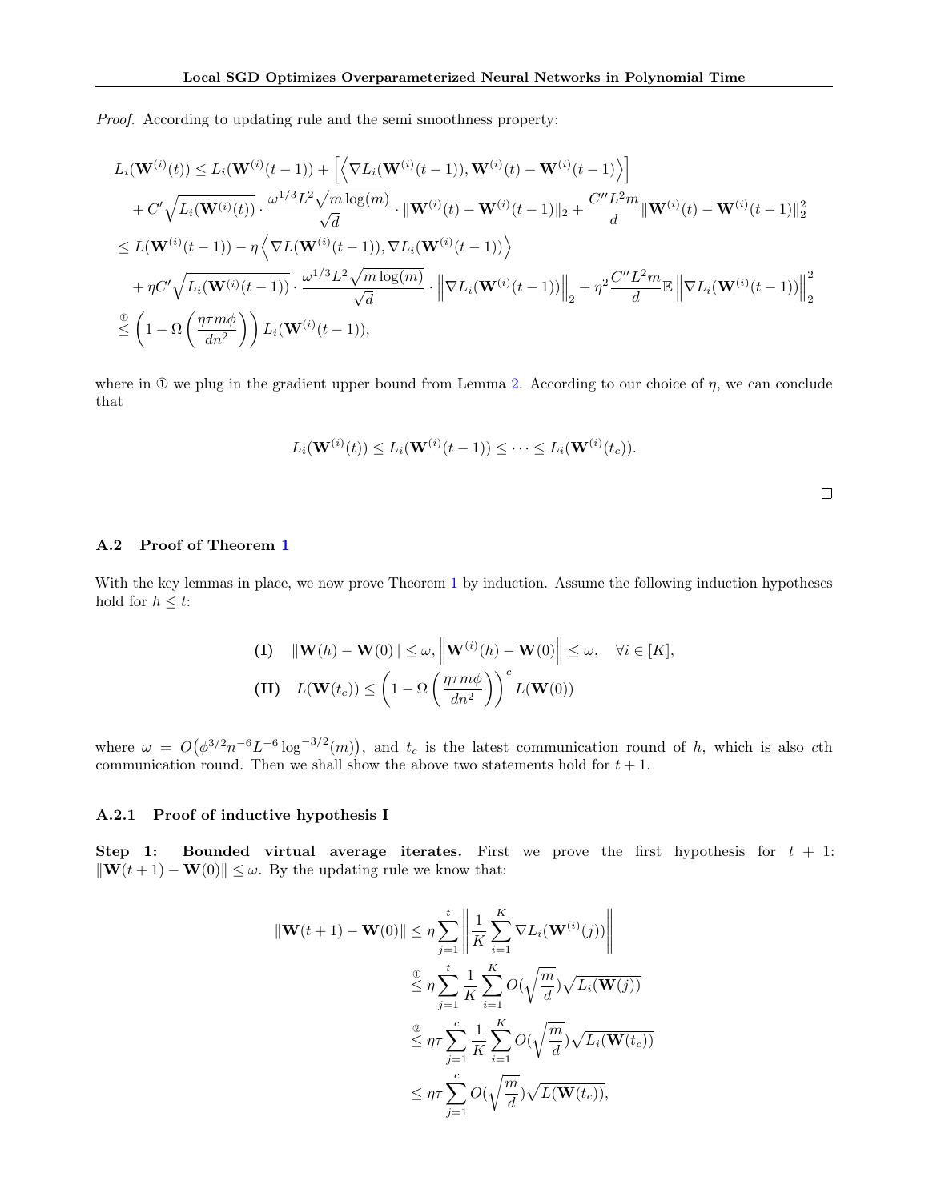*Proof.* According to updating rule and the semi smoothness property:

$$
\begin{aligned}
L_i(\mathbf{W}^{(i)}(t)) &\leq L_i(\mathbf{W}^{(i)}(t-1)) + \left[\left\langle \nabla L_i(\mathbf{W}^{(i)}(t-1)), \mathbf{W}^{(i)}(t) - \mathbf{W}^{(i)}(t-1)\right\rangle\right] \\
&\quad + C'\sqrt{L_i(\mathbf{W}^{(i)}(t))} \cdot \frac{\omega^{1/3}L^2\sqrt{m\log(m)}}{\sqrt{d}} \cdot \|\mathbf{W}^{(i)}(t) - \mathbf{W}^{(i)}(t-1)\|_2 + \frac{C''L^2 m}{d}\|\mathbf{W}^{(i)}(t) - \mathbf{W}^{(i)}(t-1)\|_2^2 \\
&\leq L(\mathbf{W}^{(i)}(t-1)) - \eta\left\langle \nabla L(\mathbf{W}^{(i)}(t-1)), \nabla L_i(\mathbf{W}^{(i)}(t-1))\right\rangle \\
&\quad + \eta C'\sqrt{L_i(\mathbf{W}^{(i)}(t-1))} \cdot \frac{\omega^{1/3}L^2\sqrt{m\log(m)}}{\sqrt{d}} \cdot \left\|\nabla L_i(\mathbf{W}^{(i)}(t-1))\right\|_2 + \eta^2\frac{C''L^2 m}{d}\mathbb{E}\left\|\nabla L_i(\mathbf{W}^{(i)}(t-1))\right\|_2^2 \\
&\overset{①}{\leq} \left(1 - \Omega\left(\frac{\eta\tau m\phi}{dn^2}\right)\right)L_i(\mathbf{W}^{(i)}(t-1)),
\end{aligned}
$$

where in ① we plug in the gradient upper bound from Lemma 2. According to our choice of $\eta$, we can conclude that

$$
L_i(\mathbf{W}^{(i)}(t)) \leq L_i(\mathbf{W}^{(i)}(t-1)) \leq \cdots \leq L_i(\mathbf{W}^{(i)}(t_c)).
$$

□

### A.2 Proof of Theorem 1

With the key lemmas in place, we now prove Theorem 1 by induction. Assume the following induction hypotheses hold for $h \leq t$:

$$
\begin{aligned}
&\textbf{(I)} \quad \|\mathbf{W}(h) - \mathbf{W}(0)\| \leq \omega, \left\|\mathbf{W}^{(i)}(h) - \mathbf{W}(0)\right\| \leq \omega, \quad \forall i \in [K], \\
&\textbf{(II)} \quad L(\mathbf{W}(t_c)) \leq \left(1 - \Omega\left(\frac{\eta\tau m\phi}{dn^2}\right)\right)^c L(\mathbf{W}(0))
\end{aligned}
$$

where $\omega = O\big(\phi^{3/2}n^{-6}L^{-6}\log^{-3/2}(m)\big)$, and $t_c$ is the latest communication round of $h$, which is also $c$th communication round. Then we shall show the above two statements hold for $t+1$.

#### A.2.1 Proof of inductive hypothesis I

**Step 1: Bounded virtual average iterates.** First we prove the first hypothesis for $t+1$: $\|\mathbf{W}(t+1) - \mathbf{W}(0)\| \leq \omega$. By the updating rule we know that:

$$
\begin{aligned}
\|\mathbf{W}(t+1) - \mathbf{W}(0)\| &\leq \eta\sum_{j=1}^{t}\left\|\frac{1}{K}\sum_{i=1}^{K}\nabla L_i(\mathbf{W}^{(i)}(j))\right\| \\
&\overset{①}{\leq} \eta\sum_{j=1}^{t}\frac{1}{K}\sum_{i=1}^{K}O(\sqrt{\frac{m}{d}})\sqrt{L_i(\mathbf{W}(j))} \\
&\overset{②}{\leq} \eta\tau\sum_{j=1}^{c}\frac{1}{K}\sum_{i=1}^{K}O(\sqrt{\frac{m}{d}})\sqrt{L_i(\mathbf{W}(t_c))} \\
&\leq \eta\tau\sum_{j=1}^{c}O(\sqrt{\frac{m}{d}})\sqrt{L(\mathbf{W}(t_c))},
\end{aligned}
$$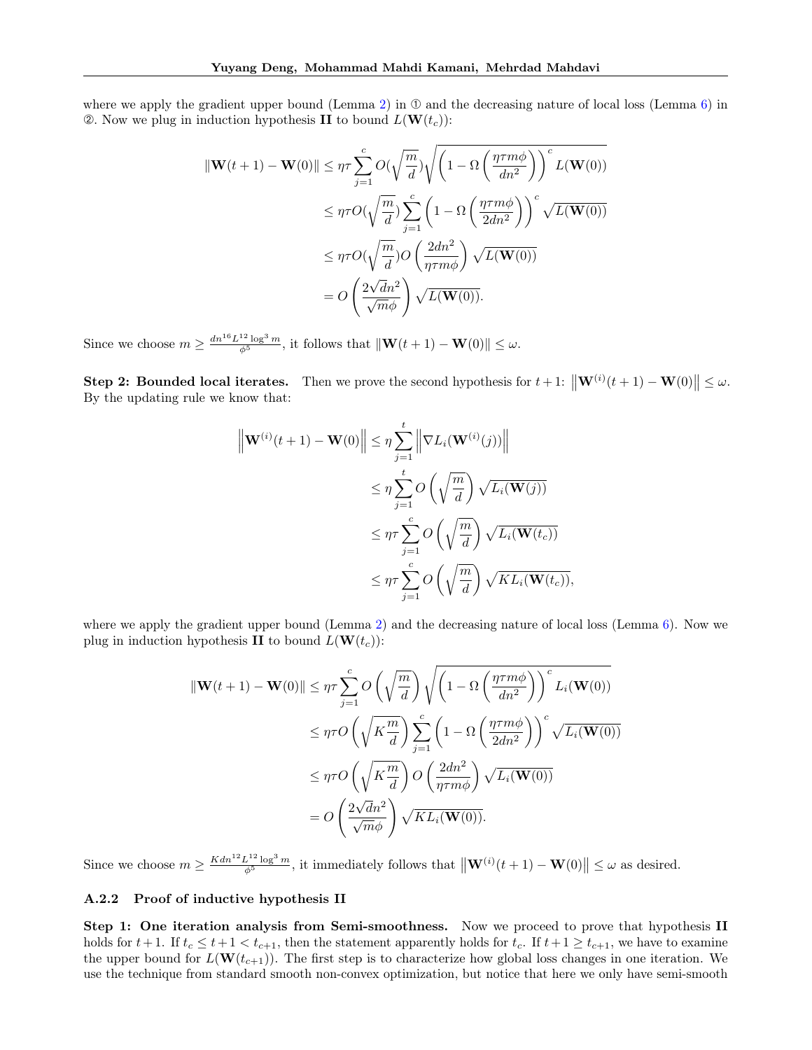where we apply the gradient upper bound (Lemma 2) in ① and the decreasing nature of local loss (Lemma 6) in ②. Now we plug in induction hypothesis **II** to bound $L(\mathbf{W}(t_c))$:

$$
\begin{aligned}
\|\mathbf{W}(t+1) - \mathbf{W}(0)\| &\leq \eta\tau \sum_{j=1}^{c} O(\sqrt{\frac{m}{d}})\sqrt{\left(1 - \Omega\left(\frac{\eta\tau m\phi}{dn^2}\right)\right)^c L(\mathbf{W}(0))} \\
&\leq \eta\tau O(\sqrt{\frac{m}{d}}) \sum_{j=1}^{c}\left(1 - \Omega\left(\frac{\eta\tau m\phi}{2dn^2}\right)\right)^c \sqrt{L(\mathbf{W}(0))} \\
&\leq \eta\tau O(\sqrt{\frac{m}{d}}) O\left(\frac{2dn^2}{\eta\tau m\phi}\right)\sqrt{L(\mathbf{W}(0))} \\
&= O\left(\frac{2\sqrt{d}n^2}{\sqrt{m}\phi}\right)\sqrt{L(\mathbf{W}(0))}.
\end{aligned}
$$

Since we choose $m \geq \frac{dn^{16}L^{12}\log^3 m}{\phi^5}$, it follows that $\|\mathbf{W}(t+1) - \mathbf{W}(0)\| \leq \omega$.

**Step 2: Bounded local iterates.** Then we prove the second hypothesis for $t+1$: $\left\|\mathbf{W}^{(i)}(t+1) - \mathbf{W}(0)\right\| \leq \omega$. By the updating rule we know that:

$$
\begin{aligned}
\left\|\mathbf{W}^{(i)}(t+1) - \mathbf{W}(0)\right\| &\leq \eta \sum_{j=1}^{t}\left\|\nabla L_i(\mathbf{W}^{(i)}(j))\right\| \\
&\leq \eta \sum_{j=1}^{t} O\left(\sqrt{\frac{m}{d}}\right)\sqrt{L_i(\mathbf{W}(j))} \\
&\leq \eta\tau \sum_{j=1}^{c} O\left(\sqrt{\frac{m}{d}}\right)\sqrt{L_i(\mathbf{W}(t_c))} \\
&\leq \eta\tau \sum_{j=1}^{c} O\left(\sqrt{\frac{m}{d}}\right)\sqrt{KL_i(\mathbf{W}(t_c))},
\end{aligned}
$$

where we apply the gradient upper bound (Lemma 2) and the decreasing nature of local loss (Lemma 6). Now we plug in induction hypothesis **II** to bound $L(\mathbf{W}(t_c))$:

$$
\begin{aligned}
\|\mathbf{W}(t+1) - \mathbf{W}(0)\| &\leq \eta\tau \sum_{j=1}^{c} O\left(\sqrt{\frac{m}{d}}\right)\sqrt{\left(1 - \Omega\left(\frac{\eta\tau m\phi}{dn^2}\right)\right)^c L_i(\mathbf{W}(0))} \\
&\leq \eta\tau O\left(\sqrt{K\frac{m}{d}}\right)\sum_{j=1}^{c}\left(1 - \Omega\left(\frac{\eta\tau m\phi}{2dn^2}\right)\right)^c \sqrt{L_i(\mathbf{W}(0))} \\
&\leq \eta\tau O\left(\sqrt{K\frac{m}{d}}\right) O\left(\frac{2dn^2}{\eta\tau m\phi}\right)\sqrt{L_i(\mathbf{W}(0))} \\
&= O\left(\frac{2\sqrt{d}n^2}{\sqrt{m}\phi}\right)\sqrt{KL_i(\mathbf{W}(0))}.
\end{aligned}
$$

Since we choose $m \geq \frac{Kdn^{12}L^{12}\log^3 m}{\phi^5}$, it immediately follows that $\left\|\mathbf{W}^{(i)}(t+1) - \mathbf{W}(0)\right\| \leq \omega$ as desired.

### A.2.2 Proof of inductive hypothesis II

**Step 1: One iteration analysis from Semi-smoothness.** Now we proceed to prove that hypothesis **II** holds for $t+1$. If $t_c \leq t+1 < t_{c+1}$, then the statement apparently holds for $t_c$. If $t+1 \geq t_{c+1}$, we have to examine the upper bound for $L(\mathbf{W}(t_{c+1}))$. The first step is to characterize how global loss changes in one iteration. We use the technique from standard smooth non-convex optimization, but notice that here we only have semi-smooth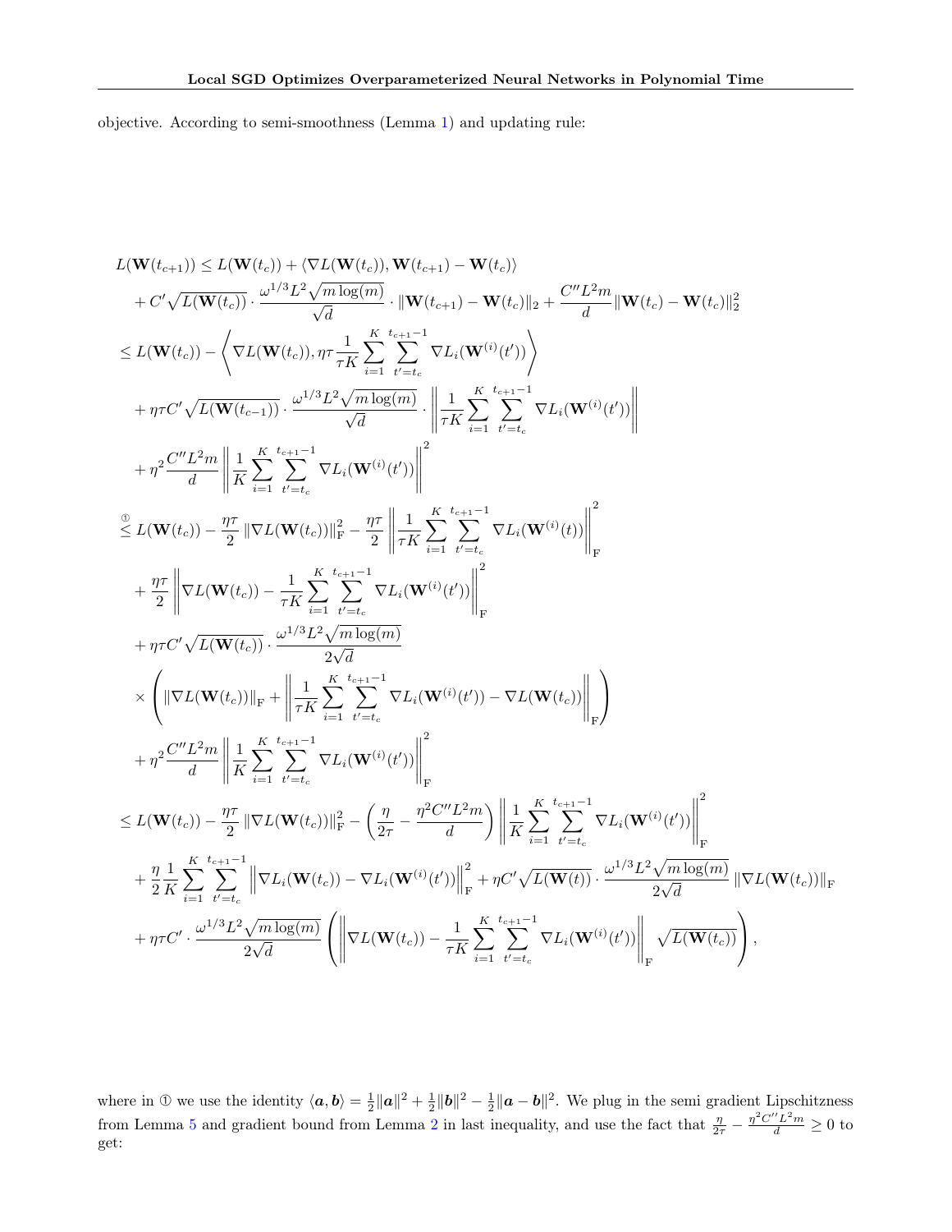objective. According to semi-smoothness (Lemma 1) and updating rule:

$$
\begin{aligned}
&L(\mathbf{W}(t_{c+1})) \leq L(\mathbf{W}(t_c)) + \langle \nabla L(\mathbf{W}(t_c)), \mathbf{W}(t_{c+1}) - \mathbf{W}(t_c) \rangle \\
&\quad + C' \sqrt{L(\mathbf{W}(t_c))} \cdot \frac{\omega^{1/3} L^2 \sqrt{m \log(m)}}{\sqrt{d}} \cdot \|\mathbf{W}(t_{c+1}) - \mathbf{W}(t_c)\|_2 + \frac{C'' L^2 m}{d} \|\mathbf{W}(t_c) - \mathbf{W}(t_c)\|_2^2 \\
&\leq L(\mathbf{W}(t_c)) - \left\langle \nabla L(\mathbf{W}(t_c)), \eta\tau \frac{1}{\tau K} \sum_{i=1}^{K} \sum_{t'=t_c}^{t_{c+1}-1} \nabla L_i(\mathbf{W}^{(i)}(t')) \right\rangle \\
&\quad + \eta\tau C' \sqrt{L(\mathbf{W}(t_{c-1}))} \cdot \frac{\omega^{1/3} L^2 \sqrt{m \log(m)}}{\sqrt{d}} \cdot \left\| \frac{1}{\tau K} \sum_{i=1}^{K} \sum_{t'=t_c}^{t_{c+1}-1} \nabla L_i(\mathbf{W}^{(i)}(t')) \right\| \\
&\quad + \eta^2 \frac{C'' L^2 m}{d} \left\| \frac{1}{K} \sum_{i=1}^{K} \sum_{t'=t_c}^{t_{c+1}-1} \nabla L_i(\mathbf{W}^{(i)}(t')) \right\|^2 \\
&\overset{①}{\leq} L(\mathbf{W}(t_c)) - \frac{\eta\tau}{2} \|\nabla L(\mathbf{W}(t_c))\|_{\mathrm{F}}^2 - \frac{\eta\tau}{2} \left\| \frac{1}{\tau K} \sum_{i=1}^{K} \sum_{t'=t_c}^{t_{c+1}-1} \nabla L_i(\mathbf{W}^{(i)}(t)) \right\|_{\mathrm{F}}^2 \\
&\quad + \frac{\eta\tau}{2} \left\| \nabla L(\mathbf{W}(t_c)) - \frac{1}{\tau K} \sum_{i=1}^{K} \sum_{t'=t_c}^{t_{c+1}-1} \nabla L_i(\mathbf{W}^{(i)}(t')) \right\|_{\mathrm{F}}^2 \\
&\quad + \eta\tau C' \sqrt{L(\mathbf{W}(t_c))} \cdot \frac{\omega^{1/3} L^2 \sqrt{m \log(m)}}{2\sqrt{d}} \\
&\quad \times \left( \|\nabla L(\mathbf{W}(t_c))\|_{\mathrm{F}} + \left\| \frac{1}{\tau K} \sum_{i=1}^{K} \sum_{t'=t_c}^{t_{c+1}-1} \nabla L_i(\mathbf{W}^{(i)}(t')) - \nabla L(\mathbf{W}(t_c)) \right\|_{\mathrm{F}} \right) \\
&\quad + \eta^2 \frac{C'' L^2 m}{d} \left\| \frac{1}{K} \sum_{i=1}^{K} \sum_{t'=t_c}^{t_{c+1}-1} \nabla L_i(\mathbf{W}^{(i)}(t')) \right\|_{\mathrm{F}}^2 \\
&\leq L(\mathbf{W}(t_c)) - \frac{\eta\tau}{2} \|\nabla L(\mathbf{W}(t_c))\|_{\mathrm{F}}^2 - \left( \frac{\eta}{2\tau} - \frac{\eta^2 C'' L^2 m}{d} \right) \left\| \frac{1}{K} \sum_{i=1}^{K} \sum_{t'=t_c}^{t_{c+1}-1} \nabla L_i(\mathbf{W}^{(i)}(t')) \right\|_{\mathrm{F}}^2 \\
&\quad + \frac{\eta}{2} \frac{1}{K} \sum_{i=1}^{K} \sum_{t'=t_c}^{t_{c+1}-1} \left\| \nabla L_i(\mathbf{W}(t_c)) - \nabla L_i(\mathbf{W}^{(i)}(t')) \right\|_{\mathrm{F}}^2 + \eta C' \sqrt{L(\mathbf{W}(t))} \cdot \frac{\omega^{1/3} L^2 \sqrt{m \log(m)}}{2\sqrt{d}} \|\nabla L(\mathbf{W}(t_c))\|_{\mathrm{F}} \\
&\quad + \eta\tau C' \cdot \frac{\omega^{1/3} L^2 \sqrt{m \log(m)}}{2\sqrt{d}} \left( \left\| \nabla L(\mathbf{W}(t_c)) - \frac{1}{\tau K} \sum_{i=1}^{K} \sum_{t'=t_c}^{t_{c+1}-1} \nabla L_i(\mathbf{W}^{(i)}(t')) \right\|_{\mathrm{F}} \sqrt{L(\mathbf{W}(t_c))} \right),
\end{aligned}
$$

where in ① we use the identity $\langle \boldsymbol{a}, \boldsymbol{b} \rangle = \frac{1}{2}\|\boldsymbol{a}\|^2 + \frac{1}{2}\|\boldsymbol{b}\|^2 - \frac{1}{2}\|\boldsymbol{a} - \boldsymbol{b}\|^2$. We plug in the semi gradient Lipschitzness from Lemma 5 and gradient bound from Lemma 2 in last inequality, and use the fact that $\frac{\eta}{2\tau} - \frac{\eta^2 C'' L^2 m}{d} \geq 0$ to get: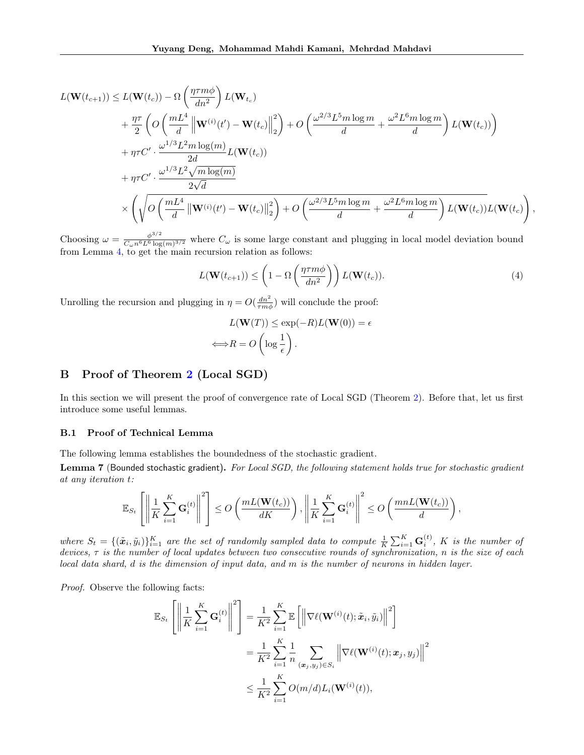$$
\begin{aligned}
L(\mathbf{W}(t_{c+1})) \leq\ & L(\mathbf{W}(t_c)) - \Omega\left(\frac{\eta\tau m\phi}{dn^2}\right) L(\mathbf{W}_{t_c}) \\
& + \frac{\eta\tau}{2}\left(O\left(\frac{mL^4}{d}\left\|\mathbf{W}^{(i)}(t') - \mathbf{W}(t_c)\right\|_2^2\right) + O\left(\frac{\omega^{2/3}L^5 m\log m}{d} + \frac{\omega^2 L^6 m\log m}{d}\right) L(\mathbf{W}(t_c))\right) \\
& + \eta\tau C' \cdot \frac{\omega^{1/3}L^2 m\log(m)}{2d} L(\mathbf{W}(t_c)) \\
& + \eta\tau C' \cdot \frac{\omega^{1/3}L^2\sqrt{m\log(m)}}{2\sqrt{d}} \\
& \times \left(\sqrt{O\left(\frac{mL^4}{d}\left\|\mathbf{W}^{(i)}(t') - \mathbf{W}(t_c)\right\|_2^2\right) + O\left(\frac{\omega^{2/3}L^5 m\log m}{d} + \frac{\omega^2 L^6 m\log m}{d}\right) L(\mathbf{W}(t_c))} L(\mathbf{W}(t_c)\right),
\end{aligned}
$$

Choosing $\omega = \frac{\phi^{3/2}}{C_\omega n^6 L^6 \log(m)^{3/2}}$ where $C_\omega$ is some large constant and plugging in local model deviation bound from Lemma 4, to get the main recursion relation as follows:

$$
L(\mathbf{W}(t_{c+1})) \leq \left(1 - \Omega\left(\frac{\eta\tau m\phi}{dn^2}\right)\right) L(\mathbf{W}(t_c)). \tag{4}
$$

Unrolling the recursion and plugging in $\eta = O(\frac{dn^2}{\tau m\phi})$ will conclude the proof:

$$
\begin{aligned}
& L(\mathbf{W}(T)) \leq \exp(-R) L(\mathbf{W}(0)) = \epsilon \\
\Longleftrightarrow\ & R = O\left(\log\frac{1}{\epsilon}\right).
\end{aligned}
$$

## B Proof of Theorem 2 (Local SGD)

In this section we will present the proof of convergence rate of Local SGD (Theorem 2). Before that, let us first introduce some useful lemmas.

### B.1 Proof of Technical Lemma

The following lemma establishes the boundedness of the stochastic gradient.

**Lemma 7** (Bounded stochastic gradient)**.** *For Local SGD, the following statement holds true for stochastic gradient at any iteration $t$:*

$$
\mathbb{E}_{S_t}\left[\left\|\frac{1}{K}\sum_{i=1}^K \mathbf{G}_i^{(t)}\right\|^2\right] \leq O\left(\frac{mL(\mathbf{W}(t_c))}{dK}\right), \left\|\frac{1}{K}\sum_{i=1}^K \mathbf{G}_i^{(t)}\right\|^2 \leq O\left(\frac{mnL(\mathbf{W}(t_c))}{d}\right),
$$

*where $S_t = \{(\tilde{\boldsymbol{x}}_i, \tilde{y}_i)\}_{i=1}^K$ are the set of randomly sampled data to compute $\frac{1}{K}\sum_{i=1}^K \mathbf{G}_i^{(t)}$, $K$ is the number of devices, $\tau$ is the number of local updates between two consecutive rounds of synchronization, $n$ is the size of each local data shard, $d$ is the dimension of input data, and $m$ is the number of neurons in hidden layer.*

*Proof.* Observe the following facts:

$$
\begin{aligned}
\mathbb{E}_{S_t}\left[\left\|\frac{1}{K}\sum_{i=1}^K \mathbf{G}_i^{(t)}\right\|^2\right] &= \frac{1}{K^2}\sum_{i=1}^K \mathbb{E}\left[\left\|\nabla\ell(\mathbf{W}^{(i)}(t); \tilde{\boldsymbol{x}}_i, \tilde{y}_i)\right\|^2\right] \\
&= \frac{1}{K^2}\sum_{i=1}^K \frac{1}{n}\sum_{(\boldsymbol{x}_j, y_j)\in S_i}\left\|\nabla\ell(\mathbf{W}^{(i)}(t); \boldsymbol{x}_j, y_j)\right\|^2 \\
&\leq \frac{1}{K^2}\sum_{i=1}^K O(m/d) L_i(\mathbf{W}^{(i)}(t)),
\end{aligned}
$$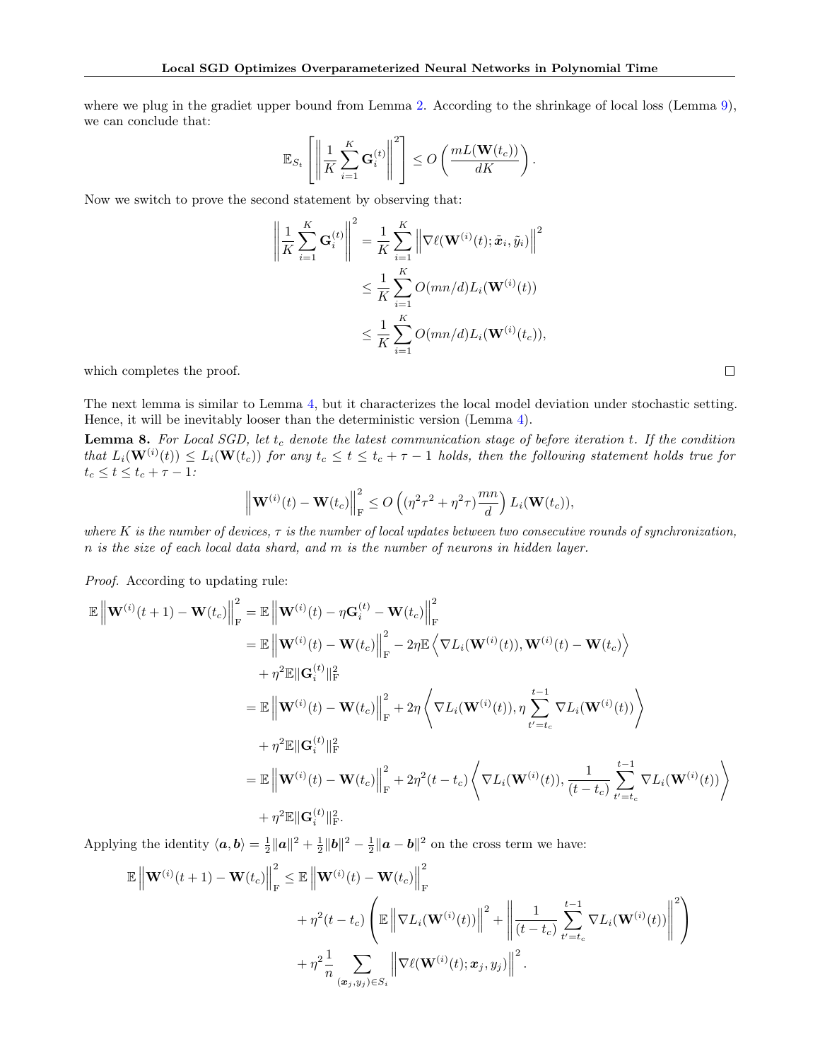where we plug in the gradiet upper bound from Lemma 2. According to the shrinkage of local loss (Lemma 9), we can conclude that:

$$\mathbb{E}_{S_t}\left[\left\|\frac{1}{K}\sum_{i=1}^{K}\mathbf{G}_i^{(t)}\right\|^2\right] \leq O\left(\frac{mL(\mathbf{W}(t_c))}{dK}\right).$$

Now we switch to prove the second statement by observing that:

$$\begin{aligned}
\left\|\frac{1}{K}\sum_{i=1}^{K}\mathbf{G}_i^{(t)}\right\|^2 &= \frac{1}{K}\sum_{i=1}^{K}\left\|\nabla \ell(\mathbf{W}^{(i)}(t);\tilde{\boldsymbol{x}}_i,\tilde{y}_i)\right\|^2 \\
&\leq \frac{1}{K}\sum_{i=1}^{K} O(mn/d) L_i(\mathbf{W}^{(i)}(t)) \\
&\leq \frac{1}{K}\sum_{i=1}^{K} O(mn/d) L_i(\mathbf{W}^{(i)}(t_c)),
\end{aligned}$$

which completes the proof. □

The next lemma is similar to Lemma 4, but it characterizes the local model deviation under stochastic setting. Hence, it will be inevitably looser than the deterministic version (Lemma 4).

**Lemma 8.** *For Local SGD, let $t_c$ denote the latest communication stage of before iteration $t$. If the condition that $L_i(\mathbf{W}^{(i)}(t)) \leq L_i(\mathbf{W}(t_c))$ for any $t_c \leq t \leq t_c + \tau - 1$ holds, then the following statement holds true for $t_c \leq t \leq t_c + \tau - 1$:*

$$\left\|\mathbf{W}^{(i)}(t) - \mathbf{W}(t_c)\right\|_{\mathrm{F}}^2 \leq O\left((\eta^2\tau^2 + \eta^2\tau)\frac{mn}{d}\right) L_i(\mathbf{W}(t_c)),$$

*where $K$ is the number of devices, $\tau$ is the number of local updates between two consecutive rounds of synchronization, $n$ is the size of each local data shard, and $m$ is the number of neurons in hidden layer.*

*Proof.* According to updating rule:

$$\begin{aligned}
\mathbb{E}\left\|\mathbf{W}^{(i)}(t+1) - \mathbf{W}(t_c)\right\|_{\mathrm{F}}^2 &= \mathbb{E}\left\|\mathbf{W}^{(i)}(t) - \eta\mathbf{G}_i^{(t)} - \mathbf{W}(t_c)\right\|_{\mathrm{F}}^2 \\
&= \mathbb{E}\left\|\mathbf{W}^{(i)}(t) - \mathbf{W}(t_c)\right\|_{\mathrm{F}}^2 - 2\eta\mathbb{E}\left\langle \nabla L_i(\mathbf{W}^{(i)}(t)), \mathbf{W}^{(i)}(t) - \mathbf{W}(t_c)\right\rangle \\
&\quad + \eta^2\mathbb{E}\|\mathbf{G}_i^{(t)}\|_{\mathrm{F}}^2 \\
&= \mathbb{E}\left\|\mathbf{W}^{(i)}(t) - \mathbf{W}(t_c)\right\|_{\mathrm{F}}^2 + 2\eta\left\langle \nabla L_i(\mathbf{W}^{(i)}(t)), \eta\sum_{t'=t_c}^{t-1}\nabla L_i(\mathbf{W}^{(i)}(t))\right\rangle \\
&\quad + \eta^2\mathbb{E}\|\mathbf{G}_i^{(t)}\|_{\mathrm{F}}^2 \\
&= \mathbb{E}\left\|\mathbf{W}^{(i)}(t) - \mathbf{W}(t_c)\right\|_{\mathrm{F}}^2 + 2\eta^2(t-t_c)\left\langle \nabla L_i(\mathbf{W}^{(i)}(t)), \frac{1}{(t-t_c)}\sum_{t'=t_c}^{t-1}\nabla L_i(\mathbf{W}^{(i)}(t))\right\rangle \\
&\quad + \eta^2\mathbb{E}\|\mathbf{G}_i^{(t)}\|_{\mathrm{F}}^2.
\end{aligned}$$

Applying the identity $\langle \boldsymbol{a}, \boldsymbol{b}\rangle = \frac{1}{2}\|\boldsymbol{a}\|^2 + \frac{1}{2}\|\boldsymbol{b}\|^2 - \frac{1}{2}\|\boldsymbol{a}-\boldsymbol{b}\|^2$ on the cross term we have:

$$\begin{aligned}
\mathbb{E}\left\|\mathbf{W}^{(i)}(t+1) - \mathbf{W}(t_c)\right\|_{\mathrm{F}}^2 &\leq \mathbb{E}\left\|\mathbf{W}^{(i)}(t) - \mathbf{W}(t_c)\right\|_{\mathrm{F}}^2 \\
&\quad + \eta^2(t-t_c)\left(\mathbb{E}\left\|\nabla L_i(\mathbf{W}^{(i)}(t))\right\|^2 + \left\|\frac{1}{(t-t_c)}\sum_{t'=t_c}^{t-1}\nabla L_i(\mathbf{W}^{(i)}(t))\right\|^2\right) \\
&\quad + \eta^2\frac{1}{n}\sum_{(\boldsymbol{x}_j,y_j)\in S_i}\left\|\nabla \ell(\mathbf{W}^{(i)}(t);\boldsymbol{x}_j,y_j)\right\|^2.
\end{aligned}$$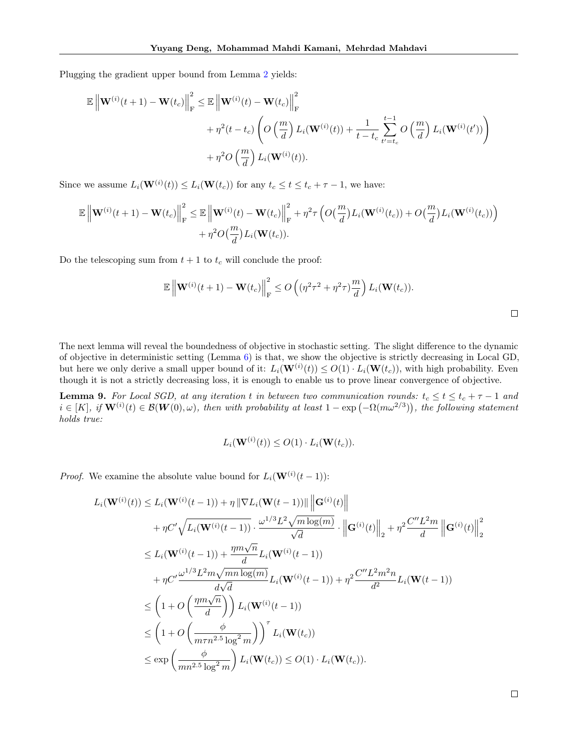Plugging the gradient upper bound from Lemma 2 yields:

$$
\begin{aligned}
\mathbb{E}\left\|\mathbf{W}^{(i)}(t+1)-\mathbf{W}(t_c)\right\|_{\mathrm{F}}^2 \leq \mathbb{E}\left\|\mathbf{W}^{(i)}(t)-\mathbf{W}(t_c)\right\|_{\mathrm{F}}^2 \\
&+\eta^2(t-t_c)\left(O\left(\frac{m}{d}\right)L_i(\mathbf{W}^{(i)}(t))+\frac{1}{t-t_c}\sum_{t'=t_c}^{t-1}O\left(\frac{m}{d}\right)L_i(\mathbf{W}^{(i)}(t'))\right) \\
&+\eta^2 O\left(\frac{m}{d}\right)L_i(\mathbf{W}^{(i)}(t)).
\end{aligned}
$$

Since we assume $L_i(\mathbf{W}^{(i)}(t)) \leq L_i(\mathbf{W}(t_c))$ for any $t_c \leq t \leq t_c+\tau-1$, we have:

$$
\begin{aligned}
\mathbb{E}\left\|\mathbf{W}^{(i)}(t+1)-\mathbf{W}(t_c)\right\|_{\mathrm{F}}^2 \leq \mathbb{E}\left\|\mathbf{W}^{(i)}(t)-\mathbf{W}(t_c)\right\|_{\mathrm{F}}^2 + \eta^2\tau\left(O\big(\frac{m}{d}\big)L_i(\mathbf{W}^{(i)}(t_c))+O\big(\frac{m}{d}\big)L_i(\mathbf{W}^{(i)}(t_c))\right) \\
+\eta^2 O\big(\frac{m}{d}\big)L_i(\mathbf{W}(t_c)).
\end{aligned}
$$

Do the telescoping sum from $t+1$ to $t_c$ will conclude the proof:

$$
\mathbb{E}\left\|\mathbf{W}^{(i)}(t+1)-\mathbf{W}(t_c)\right\|_{\mathrm{F}}^2 \leq O\left((\eta^2\tau^2+\eta^2\tau)\frac{m}{d}\right)L_i(\mathbf{W}(t_c)).
$$

□

The next lemma will reveal the boundedness of objective in stochastic setting. The slight difference to the dynamic of objective in deterministic setting (Lemma 6) is that, we show the objective is strictly decreasing in Local GD, but here we only derive a small upper bound of it: $L_i(\mathbf{W}^{(i)}(t)) \leq O(1)\cdot L_i(\mathbf{W}(t_c))$, with high probability. Even though it is not a strictly decreasing loss, it is enough to enable us to prove linear convergence of objective.

**Lemma 9.** *For Local SGD, at any iteration $t$ in between two communication rounds: $t_c \leq t \leq t_c+\tau-1$ and $i \in [K]$, if $\mathbf{W}^{(i)}(t) \in \mathcal{B}(\boldsymbol{W}(0),\omega)$, then with probability at least $1-\exp\left(-\Omega(m\omega^{2/3})\right)$, the following statement holds true:*

$$
L_i(\mathbf{W}^{(i)}(t)) \leq O(1)\cdot L_i(\mathbf{W}(t_c)).
$$

*Proof.* We examine the absolute value bound for $L_i(\mathbf{W}^{(i)}(t-1))$:

$$
\begin{aligned}
L_i(\mathbf{W}^{(i)}(t)) &\leq L_i(\mathbf{W}^{(i)}(t-1)) + \eta\left\|\nabla L_i(\mathbf{W}(t-1))\right\|\left\|\mathbf{G}^{(i)}(t)\right\| \\
&\quad + \eta C'\sqrt{L_i(\mathbf{W}^{(i)}(t-1))}\cdot\frac{\omega^{1/3}L^2\sqrt{m\log(m)}}{\sqrt{d}}\cdot\left\|\mathbf{G}^{(i)}(t)\right\|_2 + \eta^2\frac{C''L^2m}{d}\left\|\mathbf{G}^{(i)}(t)\right\|_2^2 \\
&\leq L_i(\mathbf{W}^{(i)}(t-1)) + \frac{\eta m\sqrt{n}}{d}L_i(\mathbf{W}^{(i)}(t-1)) \\
&\quad + \eta C'\frac{\omega^{1/3}L^2 m\sqrt{mn\log(m)}}{d\sqrt{d}}L_i(\mathbf{W}^{(i)}(t-1)) + \eta^2\frac{C''L^2m^2n}{d^2}L_i(\mathbf{W}(t-1)) \\
&\leq \left(1+O\left(\frac{\eta m\sqrt{n}}{d}\right)\right)L_i(\mathbf{W}^{(i)}(t-1)) \\
&\leq \left(1+O\left(\frac{\phi}{m\tau n^{2.5}\log^2 m}\right)\right)^\tau L_i(\mathbf{W}(t_c)) \\
&\leq \exp\left(\frac{\phi}{mn^{2.5}\log^2 m}\right)L_i(\mathbf{W}(t_c)) \leq O(1)\cdot L_i(\mathbf{W}(t_c)).
\end{aligned}
$$

□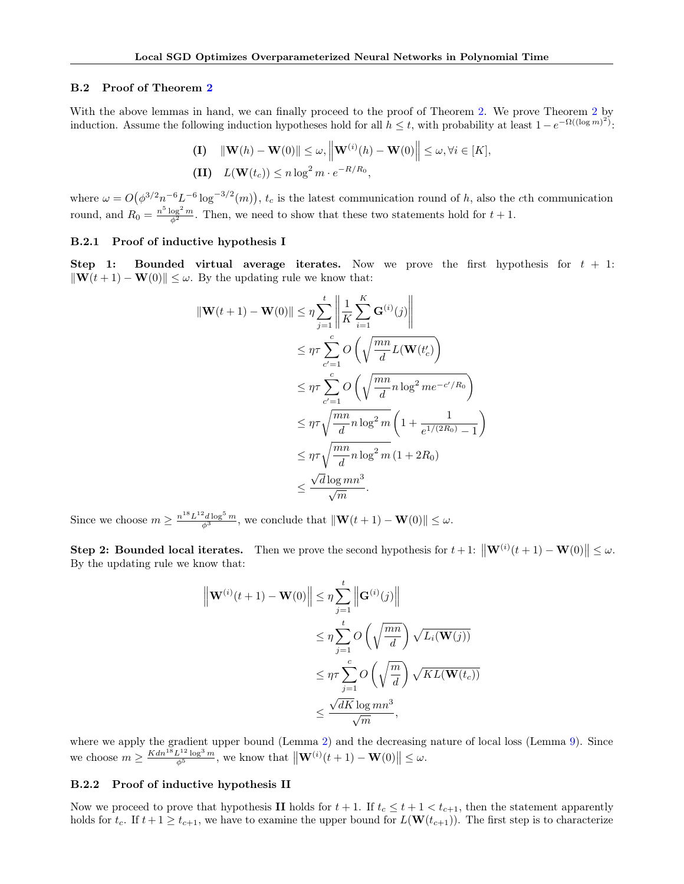### B.2 Proof of Theorem 2

With the above lemmas in hand, we can finally proceed to the proof of Theorem 2. We prove Theorem 2 by induction. Assume the following induction hypotheses hold for all $h \leq t$, with probability at least $1 - e^{-\Omega((\log m)^2)}$:

$$
\textbf{(I)} \quad \|\mathbf{W}(h) - \mathbf{W}(0)\| \leq \omega, \left\|\mathbf{W}^{(i)}(h) - \mathbf{W}(0)\right\| \leq \omega, \forall i \in [K],
$$

$$
\textbf{(II)} \quad L(\mathbf{W}(t_c)) \leq n \log^2 m \cdot e^{-R/R_0},
$$

where $\omega = O\big(\phi^{3/2} n^{-6} L^{-6} \log^{-3/2}(m)\big)$, $t_c$ is the latest communication round of $h$, also the $c$th communication round, and $R_0 = \frac{n^5 \log^2 m}{\phi^2}$. Then, we need to show that these two statements hold for $t+1$.

#### B.2.1 Proof of inductive hypothesis I

**Step 1: Bounded virtual average iterates.** Now we prove the first hypothesis for $t+1$: $\|\mathbf{W}(t+1) - \mathbf{W}(0)\| \leq \omega$. By the updating rule we know that:

$$
\begin{aligned}
\|\mathbf{W}(t+1) - \mathbf{W}(0)\| &\leq \eta \sum_{j=1}^{t} \left\| \frac{1}{K} \sum_{i=1}^{K} \mathbf{G}^{(i)}(j) \right\| \\
&\leq \eta\tau \sum_{c'=1}^{c} O\left(\sqrt{\frac{mn}{d} L(\mathbf{W}(t'_c)}\right) \\
&\leq \eta\tau \sum_{c'=1}^{c} O\left(\sqrt{\frac{mn}{d} n \log^2 m e^{-c'/R_0}}\right) \\
&\leq \eta\tau \sqrt{\frac{mn}{d} n \log^2 m} \left(1 + \frac{1}{e^{1/(2R_0)} - 1}\right) \\
&\leq \eta\tau \sqrt{\frac{mn}{d} n \log^2 m}\,(1 + 2R_0) \\
&\leq \frac{\sqrt{d} \log mn^3}{\sqrt{m}}.
\end{aligned}
$$

Since we choose $m \geq \frac{n^{18} L^{12} d \log^5 m}{\phi^3}$, we conclude that $\|\mathbf{W}(t+1) - \mathbf{W}(0)\| \leq \omega$.

**Step 2: Bounded local iterates.** Then we prove the second hypothesis for $t+1$: $\left\|\mathbf{W}^{(i)}(t+1) - \mathbf{W}(0)\right\| \leq \omega$. By the updating rule we know that:

$$
\begin{aligned}
\left\|\mathbf{W}^{(i)}(t+1) - \mathbf{W}(0)\right\| &\leq \eta \sum_{j=1}^{t} \left\|\mathbf{G}^{(i)}(j)\right\| \\
&\leq \eta \sum_{j=1}^{t} O\left(\sqrt{\frac{mn}{d}}\right) \sqrt{L_i(\mathbf{W}(j))} \\
&\leq \eta\tau \sum_{j=1}^{c} O\left(\sqrt{\frac{m}{d}}\right) \sqrt{KL(\mathbf{W}(t_c))} \\
&\leq \frac{\sqrt{dK} \log mn^3}{\sqrt{m}},
\end{aligned}
$$

where we apply the gradient upper bound (Lemma 2) and the decreasing nature of local loss (Lemma 9). Since we choose $m \geq \frac{Kdn^{18} L^{12} \log^3 m}{\phi^5}$, we know that $\left\|\mathbf{W}^{(i)}(t+1) - \mathbf{W}(0)\right\| \leq \omega$.

#### B.2.2 Proof of inductive hypothesis II

Now we proceed to prove that hypothesis **II** holds for $t+1$. If $t_c \leq t+1 < t_{c+1}$, then the statement apparently holds for $t_c$. If $t+1 \geq t_{c+1}$, we have to examine the upper bound for $L(\mathbf{W}(t_{c+1}))$. The first step is to characterize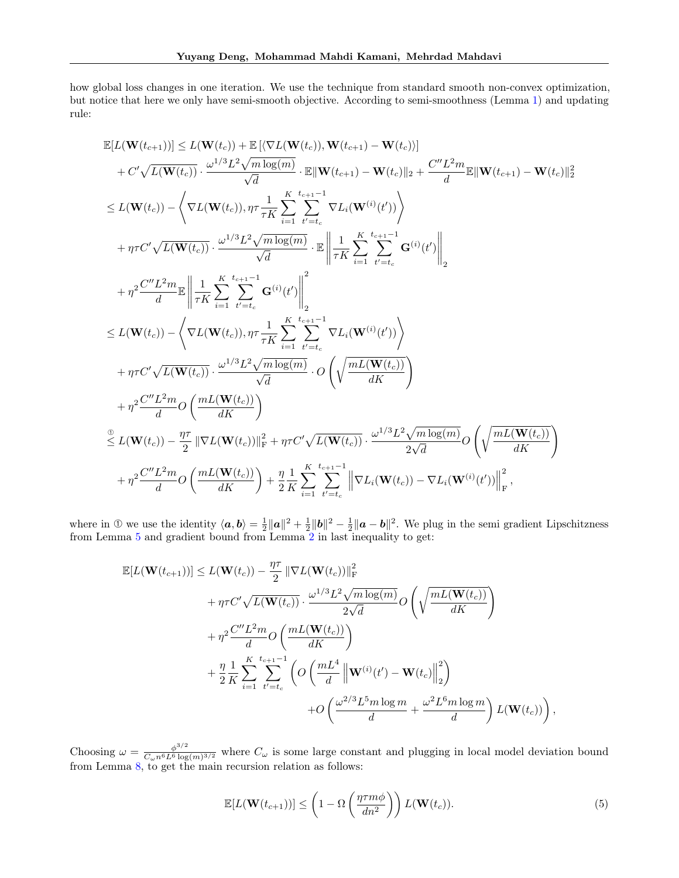how global loss changes in one iteration. We use the technique from standard smooth non-convex optimization, but notice that here we only have semi-smooth objective. According to semi-smoothness (Lemma 1) and updating rule:

$$
\begin{aligned}
\mathbb{E}[L(\mathbf{W}(t_{c+1}))] &\leq L(\mathbf{W}(t_c)) + \mathbb{E}\left[\langle \nabla L(\mathbf{W}(t_c)), \mathbf{W}(t_{c+1}) - \mathbf{W}(t_c)\rangle\right] \\
&\quad + C'\sqrt{L(\mathbf{W}(t_c))} \cdot \frac{\omega^{1/3}L^2\sqrt{m\log(m)}}{\sqrt{d}} \cdot \mathbb{E}\|\mathbf{W}(t_{c+1}) - \mathbf{W}(t_c)\|_2 + \frac{C''L^2 m}{d}\mathbb{E}\|\mathbf{W}(t_{c+1}) - \mathbf{W}(t_c)\|_2^2 \\
&\leq L(\mathbf{W}(t_c)) - \left\langle \nabla L(\mathbf{W}(t_c)), \eta\tau\frac{1}{\tau K}\sum_{i=1}^{K}\sum_{t'=t_c}^{t_{c+1}-1}\nabla L_i(\mathbf{W}^{(i)}(t'))\right\rangle \\
&\quad + \eta\tau C'\sqrt{L(\mathbf{W}(t_c))} \cdot \frac{\omega^{1/3}L^2\sqrt{m\log(m)}}{\sqrt{d}} \cdot \mathbb{E}\left\|\frac{1}{\tau K}\sum_{i=1}^{K}\sum_{t'=t_c}^{t_{c+1}-1}\mathbf{G}^{(i)}(t')\right\|_2 \\
&\quad + \eta^2\frac{C''L^2 m}{d}\mathbb{E}\left\|\frac{1}{\tau K}\sum_{i=1}^{K}\sum_{t'=t_c}^{t_{c+1}-1}\mathbf{G}^{(i)}(t')\right\|_2^2 \\
&\leq L(\mathbf{W}(t_c)) - \left\langle \nabla L(\mathbf{W}(t_c)), \eta\tau\frac{1}{\tau K}\sum_{i=1}^{K}\sum_{t'=t_c}^{t_{c+1}-1}\nabla L_i(\mathbf{W}^{(i)}(t'))\right\rangle \\
&\quad + \eta\tau C'\sqrt{L(\mathbf{W}(t_c))} \cdot \frac{\omega^{1/3}L^2\sqrt{m\log(m)}}{\sqrt{d}} \cdot O\left(\sqrt{\frac{mL(\mathbf{W}(t_c))}{dK}}\right) \\
&\quad + \eta^2\frac{C''L^2 m}{d}O\left(\frac{mL(\mathbf{W}(t_c))}{dK}\right) \\
&\overset{①}{\leq} L(\mathbf{W}(t_c)) - \frac{\eta\tau}{2}\left\|\nabla L(\mathbf{W}(t_c))\right\|_{\mathrm{F}}^2 + \eta\tau C'\sqrt{L(\mathbf{W}(t_c))} \cdot \frac{\omega^{1/3}L^2\sqrt{m\log(m)}}{2\sqrt{d}}O\left(\sqrt{\frac{mL(\mathbf{W}(t_c))}{dK}}\right) \\
&\quad + \eta^2\frac{C''L^2 m}{d}O\left(\frac{mL(\mathbf{W}(t_c))}{dK}\right) + \frac{\eta}{2}\frac{1}{K}\sum_{i=1}^{K}\sum_{t'=t_c}^{t_{c+1}-1}\left\|\nabla L_i(\mathbf{W}(t_c)) - \nabla L_i(\mathbf{W}^{(i)}(t'))\right\|_{\mathrm{F}}^2,
\end{aligned}
$$

where in ① we use the identity $\langle \boldsymbol{a}, \boldsymbol{b}\rangle = \frac{1}{2}\|\boldsymbol{a}\|^2 + \frac{1}{2}\|\boldsymbol{b}\|^2 - \frac{1}{2}\|\boldsymbol{a} - \boldsymbol{b}\|^2$. We plug in the semi gradient Lipschitzness from Lemma 5 and gradient bound from Lemma 2 in last inequality to get:

$$
\begin{aligned}
\mathbb{E}[L(\mathbf{W}(t_{c+1}))] &\leq L(\mathbf{W}(t_c)) - \frac{\eta\tau}{2}\left\|\nabla L(\mathbf{W}(t_c))\right\|_{\mathrm{F}}^2 \\
&\quad + \eta\tau C'\sqrt{L(\mathbf{W}(t_c))} \cdot \frac{\omega^{1/3}L^2\sqrt{m\log(m)}}{2\sqrt{d}}O\left(\sqrt{\frac{mL(\mathbf{W}(t_c))}{dK}}\right) \\
&\quad + \eta^2\frac{C''L^2 m}{d}O\left(\frac{mL(\mathbf{W}(t_c))}{dK}\right) \\
&\quad + \frac{\eta}{2}\frac{1}{K}\sum_{i=1}^{K}\sum_{t'=t_c}^{t_{c+1}-1}\left(O\left(\frac{mL^4}{d}\left\|\mathbf{W}^{(i)}(t') - \mathbf{W}(t_c)\right\|_2^2\right)\right. \\
&\qquad\qquad\left. + O\left(\frac{\omega^{2/3}L^5 m\log m}{d} + \frac{\omega^2 L^6 m\log m}{d}\right)L(\mathbf{W}(t_c))\right),
\end{aligned}
$$

Choosing $\omega = \frac{\phi^{3/2}}{C_\omega n^6 L^6 \log(m)^{3/2}}$ where $C_\omega$ is some large constant and plugging in local model deviation bound from Lemma 8, to get the main recursion relation as follows:

$$
\mathbb{E}[L(\mathbf{W}(t_{c+1}))] \leq \left(1 - \Omega\left(\frac{\eta\tau m\phi}{dn^2}\right)\right)L(\mathbf{W}(t_c)). \tag{5}
$$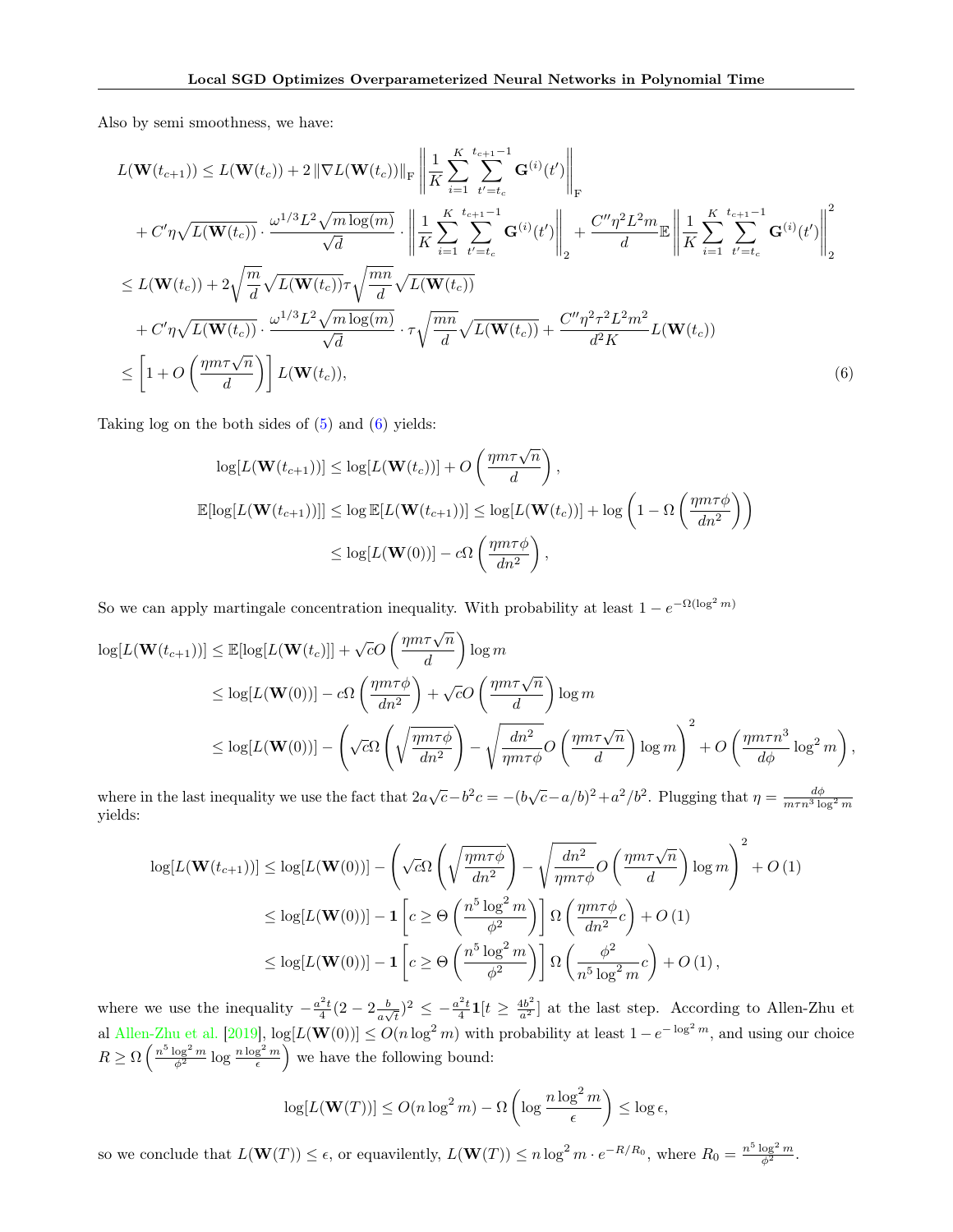Also by semi smoothness, we have:

$$
\begin{aligned}
L(\mathbf{W}(t_{c+1})) &\leq L(\mathbf{W}(t_c)) + 2\left\|\nabla L(\mathbf{W}(t_c))\right\|_{\mathrm{F}} \left\| \frac{1}{K}\sum_{i=1}^{K}\sum_{t'=t_c}^{t_{c+1}-1} \mathbf{G}^{(i)}(t') \right\|_{\mathrm{F}} \\
&\quad + C'\eta\sqrt{L(\mathbf{W}(t_c))} \cdot \frac{\omega^{1/3}L^2\sqrt{m\log(m)}}{\sqrt{d}} \cdot \left\| \frac{1}{K}\sum_{i=1}^{K}\sum_{t'=t_c}^{t_{c+1}-1} \mathbf{G}^{(i)}(t') \right\|_2 + \frac{C''\eta^2 L^2 m}{d}\mathbb{E}\left\| \frac{1}{K}\sum_{i=1}^{K}\sum_{t'=t_c}^{t_{c+1}-1} \mathbf{G}^{(i)}(t') \right\|_2^2 \\
&\leq L(\mathbf{W}(t_c)) + 2\sqrt{\frac{m}{d}}\sqrt{L(\mathbf{W}(t_c))}\tau\sqrt{\frac{mn}{d}}\sqrt{L(\mathbf{W}(t_c))} \\
&\quad + C'\eta\sqrt{L(\mathbf{W}(t_c))} \cdot \frac{\omega^{1/3}L^2\sqrt{m\log(m)}}{\sqrt{d}} \cdot \tau\sqrt{\frac{mn}{d}}\sqrt{L(\mathbf{W}(t_c))} + \frac{C''\eta^2\tau^2 L^2 m^2}{d^2 K}L(\mathbf{W}(t_c)) \\
&\leq \left[1 + O\left(\frac{\eta m\tau\sqrt{n}}{d}\right)\right] L(\mathbf{W}(t_c)),
\end{aligned}
\tag{6}
$$

Taking log on the both sides of (5) and (6) yields:

$$
\begin{aligned}
\log[L(\mathbf{W}(t_{c+1}))] &\leq \log[L(\mathbf{W}(t_c))] + O\left(\frac{\eta m\tau\sqrt{n}}{d}\right), \\
\mathbb{E}[\log[L(\mathbf{W}(t_{c+1}))]] &\leq \log\mathbb{E}[L(\mathbf{W}(t_{c+1}))] \leq \log[L(\mathbf{W}(t_c))] + \log\left(1 - \Omega\left(\frac{\eta m\tau\phi}{dn^2}\right)\right) \\
&\leq \log[L(\mathbf{W}(0))] - c\Omega\left(\frac{\eta m\tau\phi}{dn^2}\right),
\end{aligned}
$$

So we can apply martingale concentration inequality. With probability at least $1 - e^{-\Omega(\log^2 m)}$

$$
\begin{aligned}
\log[L(\mathbf{W}(t_{c+1}))] &\leq \mathbb{E}[\log[L(\mathbf{W}(t_c))]] + \sqrt{c}O\left(\frac{\eta m\tau\sqrt{n}}{d}\right)\log m \\
&\leq \log[L(\mathbf{W}(0))] - c\Omega\left(\frac{\eta m\tau\phi}{dn^2}\right) + \sqrt{c}O\left(\frac{\eta m\tau\sqrt{n}}{d}\right)\log m \\
&\leq \log[L(\mathbf{W}(0))] - \left(\sqrt{c}\Omega\left(\sqrt{\frac{\eta m\tau\phi}{dn^2}}\right) - \sqrt{\frac{dn^2}{\eta m\tau\phi}}O\left(\frac{\eta m\tau\sqrt{n}}{d}\right)\log m\right)^2 + O\left(\frac{\eta m\tau n^3}{d\phi}\log^2 m\right),
\end{aligned}
$$

where in the last inequality we use the fact that $2a\sqrt{c} - b^2 c = -(b\sqrt{c} - a/b)^2 + a^2/b^2$. Plugging that $\eta = \frac{d\phi}{m\tau n^3\log^2 m}$ yields:

$$
\begin{aligned}
\log[L(\mathbf{W}(t_{c+1}))] &\leq \log[L(\mathbf{W}(0))] - \left(\sqrt{c}\Omega\left(\sqrt{\frac{\eta m\tau\phi}{dn^2}}\right) - \sqrt{\frac{dn^2}{\eta m\tau\phi}}O\left(\frac{\eta m\tau\sqrt{n}}{d}\right)\log m\right)^2 + O(1) \\
&\leq \log[L(\mathbf{W}(0))] - \mathbf{1}\left[c \geq \Theta\left(\frac{n^5\log^2 m}{\phi^2}\right)\right]\Omega\left(\frac{\eta m\tau\phi}{dn^2}c\right) + O(1) \\
&\leq \log[L(\mathbf{W}(0))] - \mathbf{1}\left[c \geq \Theta\left(\frac{n^5\log^2 m}{\phi^2}\right)\right]\Omega\left(\frac{\phi^2}{n^5\log^2 m}c\right) + O(1),
\end{aligned}
$$

where we use the inequality $-\frac{a^2 t}{4}(2 - 2\frac{b}{a\sqrt{t}})^2 \leq -\frac{a^2 t}{4}\mathbf{1}[t \geq \frac{4b^2}{a^2}]$ at the last step. According to Allen-Zhu et al Allen-Zhu et al. [2019], $\log[L(\mathbf{W}(0))] \leq O(n\log^2 m)$ with probability at least $1 - e^{-\log^2 m}$, and using our choice $R \geq \Omega\left(\frac{n^5\log^2 m}{\phi^2}\log\frac{n\log^2 m}{\epsilon}\right)$ we have the following bound:

$$
\log[L(\mathbf{W}(T))] \leq O(n\log^2 m) - \Omega\left(\log\frac{n\log^2 m}{\epsilon}\right) \leq \log\epsilon,
$$

so we conclude that $L(\mathbf{W}(T)) \leq \epsilon$, or equivalently, $L(\mathbf{W}(T)) \leq n\log^2 m \cdot e^{-R/R_0}$, where $R_0 = \frac{n^5\log^2 m}{\phi^2}$.